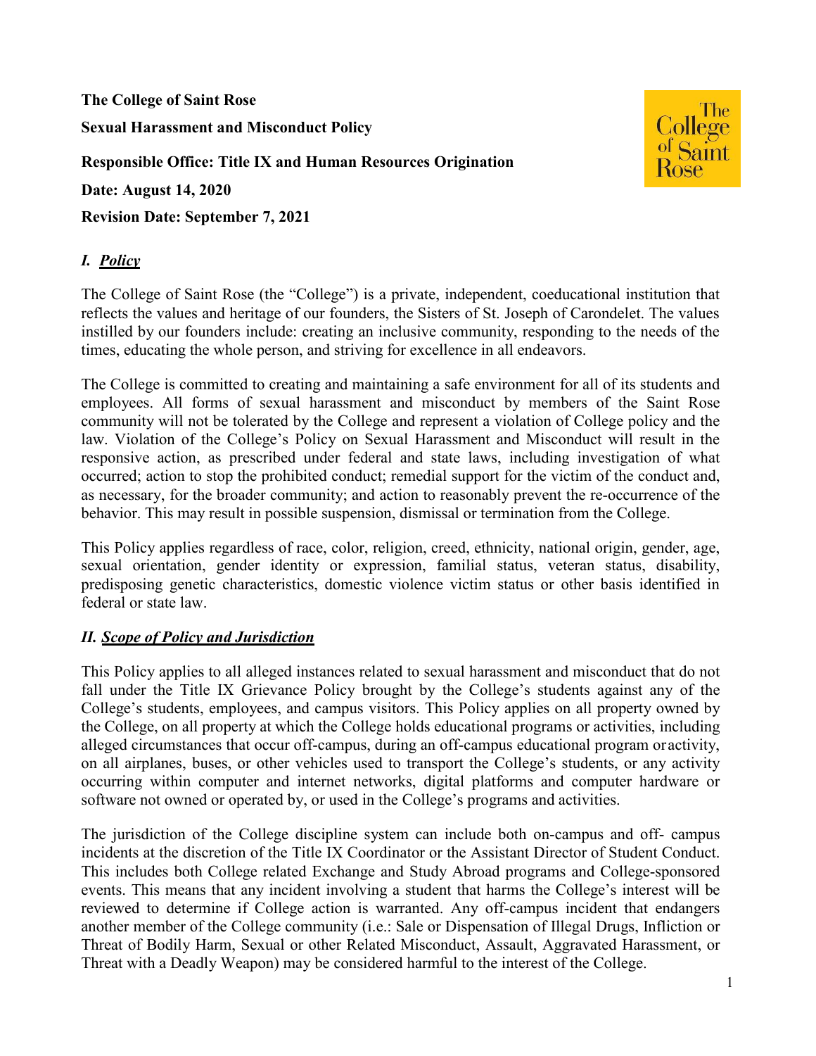**The College of Saint Rose**

**Sexual Harassment and Misconduct Policy**

**Responsible Office: Title IX and Human Resources Origination**

**Date: August 14, 2020**

**Revision Date: September 7, 2021**

## *I. Policy*

The College of Saint Rose (the "College") is a private, independent, coeducational institution that reflects the values and heritage of our founders, the Sisters of St. Joseph of Carondelet. The values instilled by our founders include: creating an inclusive community, responding to the needs of the times, educating the whole person, and striving for excellence in all endeavors.

The College is committed to creating and maintaining a safe environment for all of its students and employees. All forms of sexual harassment and misconduct by members of the Saint Rose community will not be tolerated by the College and represent a violation of College policy and the law. Violation of the College's Policy on Sexual Harassment and Misconduct will result in the responsive action, as prescribed under federal and state laws, including investigation of what occurred; action to stop the prohibited conduct; remedial support for the victim of the conduct and, as necessary, for the broader community; and action to reasonably prevent the re-occurrence of the behavior. This may result in possible suspension, dismissal or termination from the College.

This Policy applies regardless of race, color, religion, creed, ethnicity, national origin, gender, age, sexual orientation, gender identity or expression, familial status, veteran status, disability, predisposing genetic characteristics, domestic violence victim status or other basis identified in federal or state law.

## *II. Scope of Policy and Jurisdiction*

This Policy applies to all alleged instances related to sexual harassment and misconduct that do not fall under the Title IX Grievance Policy brought by the College's students against any of the College's students, employees, and campus visitors. This Policy applies on all property owned by the College, on all property at which the College holds educational programs or activities, including alleged circumstances that occur off-campus, during an off-campus educational program or activity, on all airplanes, buses, or other vehicles used to transport the College's students, or any activity occurring within computer and internet networks, digital platforms and computer hardware or software not owned or operated by, or used in the College's programs and activities.

The jurisdiction of the College discipline system can include both on-campus and off- campus incidents at the discretion of the Title IX Coordinator or the Assistant Director of Student Conduct. This includes both College related Exchange and Study Abroad programs and College-sponsored events. This means that any incident involving a student that harms the College's interest will be reviewed to determine if College action is warranted. Any off-campus incident that endangers another member of the College community (i.e.: Sale or Dispensation of Illegal Drugs, Infliction or Threat of Bodily Harm, Sexual or other Related Misconduct, Assault, Aggravated Harassment, or Threat with a Deadly Weapon) may be considered harmful to the interest of the College.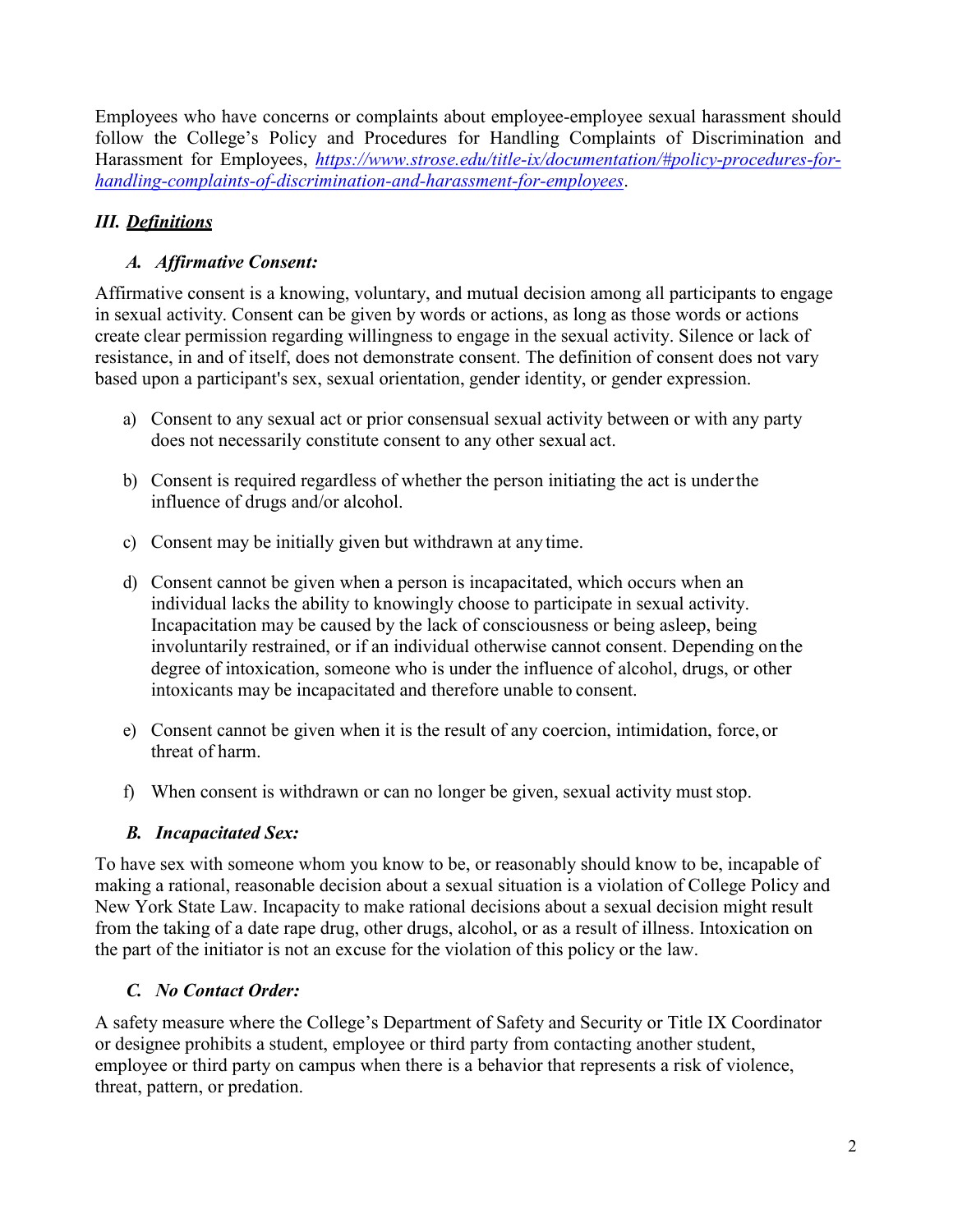Employees who have concerns or complaints about employee-employee sexual harassment should follow the College's Policy and Procedures for Handling Complaints of Discrimination and Harassment for Employees, [*https://www.strose.edu/title-ix/documentation/#policy-procedures-for-handling-complaints-of-discrimination-and-harassment-for-employees*](https://www.strose.edu/title-ix/documentation/#policy-procedures-for-handling-complaints-of-discrimination-and-harassment-for-employees).

## *III. __Definitions__*

### *A. Affirmative Consent:*

Affirmative consent is a knowing, voluntary, and mutual decision among all participants to engage in sexual activity. Consent can be given by words or actions, as long as those words or actions create clear permission regarding willingness to engage in the sexual activity. Silence or lack of resistance, in and of itself, does not demonstrate consent. The definition of consent does not vary based upon a participant's sex, sexual orientation, gender identity, or gender expression.

a) Consent to any sexual act or prior consensual sexual activity between or with any party does not necessarily constitute consent to any other sexual act.

b) Consent is required regardless of whether the person initiating the act is under the influence of drugs and/or alcohol.

c) Consent may be initially given but withdrawn at any time.

d) Consent cannot be given when a person is incapacitated, which occurs when an individual lacks the ability to knowingly choose to participate in sexual activity. Incapacitation may be caused by the lack of consciousness or being asleep, being involuntarily restrained, or if an individual otherwise cannot consent. Depending on the degree of intoxication, someone who is under the influence of alcohol, drugs, or other intoxicants may be incapacitated and therefore unable to consent.

e) Consent cannot be given when it is the result of any coercion, intimidation, force, or threat of harm.

f) When consent is withdrawn or can no longer be given, sexual activity must stop.

### *B. Incapacitated Sex:*

To have sex with someone whom you know to be, or reasonably should know to be, incapable of making a rational, reasonable decision about a sexual situation is a violation of College Policy and New York State Law. Incapacity to make rational decisions about a sexual decision might result from the taking of a date rape drug, other drugs, alcohol, or as a result of illness. Intoxication on the part of the initiator is not an excuse for the violation of this policy or the law.

### *C. No Contact Order:*

A safety measure where the College's Department of Safety and Security or Title IX Coordinator or designee prohibits a student, employee or third party from contacting another student, employee or third party on campus when there is a behavior that represents a risk of violence, threat, pattern, or predation.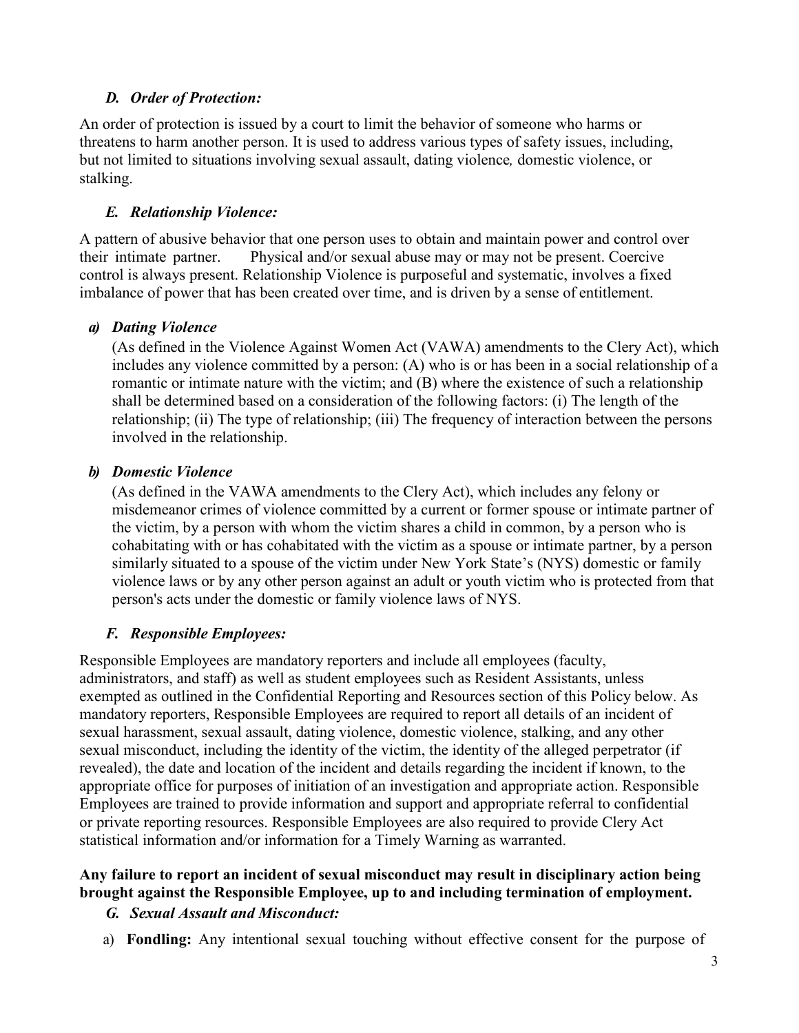### *D. Order of Protection:*

An order of protection is issued by a court to limit the behavior of someone who harms or threatens to harm another person. It is used to address various types of safety issues, including, but not limited to situations involving sexual assault, dating violence*,* domestic violence, or stalking.

### *E. Relationship Violence:*

A pattern of abusive behavior that one person uses to obtain and maintain power and control over their intimate partner. Physical and/or sexual abuse may or may not be present. Coercive control is always present. Relationship Violence is purposeful and systematic, involves a fixed imbalance of power that has been created over time, and is driven by a sense of entitlement.

#### *a) Dating Violence*

(As defined in the Violence Against Women Act (VAWA) amendments to the Clery Act), which includes any violence committed by a person: (A) who is or has been in a social relationship of a romantic or intimate nature with the victim; and (B) where the existence of such a relationship shall be determined based on a consideration of the following factors: (i) The length of the relationship; (ii) The type of relationship; (iii) The frequency of interaction between the persons involved in the relationship.

#### *b) Domestic Violence*

(As defined in the VAWA amendments to the Clery Act), which includes any felony or misdemeanor crimes of violence committed by a current or former spouse or intimate partner of the victim, by a person with whom the victim shares a child in common, by a person who is cohabitating with or has cohabitated with the victim as a spouse or intimate partner, by a person similarly situated to a spouse of the victim under New York State's (NYS) domestic or family violence laws or by any other person against an adult or youth victim who is protected from that person's acts under the domestic or family violence laws of NYS.

### *F. Responsible Employees:*

Responsible Employees are mandatory reporters and include all employees (faculty, administrators, and staff) as well as student employees such as Resident Assistants, unless exempted as outlined in the Confidential Reporting and Resources section of this Policy below. As mandatory reporters, Responsible Employees are required to report all details of an incident of sexual harassment, sexual assault, dating violence, domestic violence, stalking, and any other sexual misconduct, including the identity of the victim, the identity of the alleged perpetrator (if revealed), the date and location of the incident and details regarding the incident if known, to the appropriate office for purposes of initiation of an investigation and appropriate action. Responsible Employees are trained to provide information and support and appropriate referral to confidential or private reporting resources. Responsible Employees are also required to provide Clery Act statistical information and/or information for a Timely Warning as warranted.

**Any failure to report an incident of sexual misconduct may result in disciplinary action being brought against the Responsible Employee, up to and including termination of employment.**

### *G. Sexual Assault and Misconduct:*

a) **Fondling:** Any intentional sexual touching without effective consent for the purpose of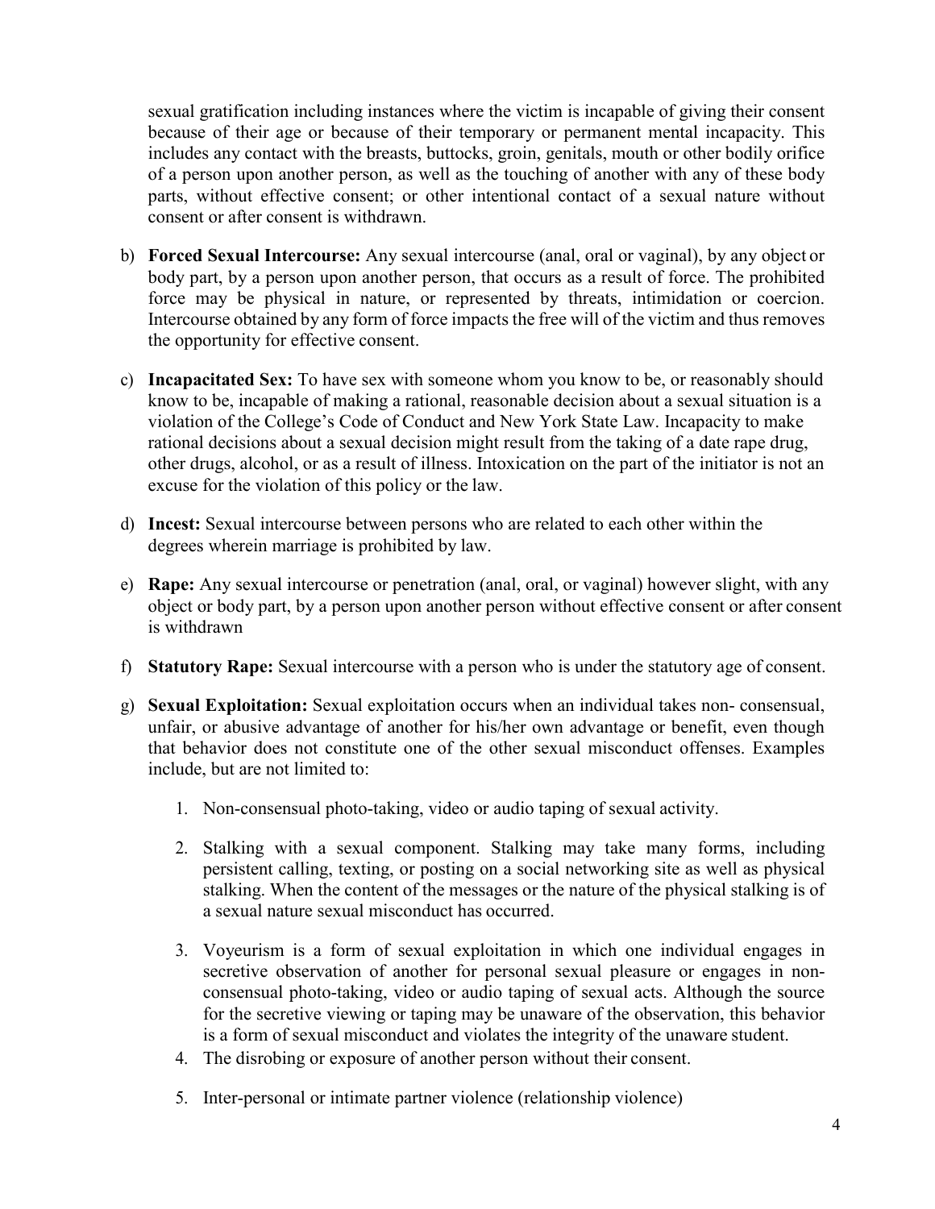sexual gratification including instances where the victim is incapable of giving their consent because of their age or because of their temporary or permanent mental incapacity. This includes any contact with the breasts, buttocks, groin, genitals, mouth or other bodily orifice of a person upon another person, as well as the touching of another with any of these body parts, without effective consent; or other intentional contact of a sexual nature without consent or after consent is withdrawn.

b) **Forced Sexual Intercourse:** Any sexual intercourse (anal, oral or vaginal), by any object or body part, by a person upon another person, that occurs as a result of force. The prohibited force may be physical in nature, or represented by threats, intimidation or coercion. Intercourse obtained by any form of force impacts the free will of the victim and thus removes the opportunity for effective consent.

c) **Incapacitated Sex:** To have sex with someone whom you know to be, or reasonably should know to be, incapable of making a rational, reasonable decision about a sexual situation is a violation of the College's Code of Conduct and New York State Law. Incapacity to make rational decisions about a sexual decision might result from the taking of a date rape drug, other drugs, alcohol, or as a result of illness. Intoxication on the part of the initiator is not an excuse for the violation of this policy or the law.

d) **Incest:** Sexual intercourse between persons who are related to each other within the degrees wherein marriage is prohibited by law.

e) **Rape:** Any sexual intercourse or penetration (anal, oral, or vaginal) however slight, with any object or body part, by a person upon another person without effective consent or after consent is withdrawn

f) **Statutory Rape:** Sexual intercourse with a person who is under the statutory age of consent.

g) **Sexual Exploitation:** Sexual exploitation occurs when an individual takes non- consensual, unfair, or abusive advantage of another for his/her own advantage or benefit, even though that behavior does not constitute one of the other sexual misconduct offenses. Examples include, but are not limited to:

    1. Non-consensual photo-taking, video or audio taping of sexual activity.

    2. Stalking with a sexual component. Stalking may take many forms, including persistent calling, texting, or posting on a social networking site as well as physical stalking. When the content of the messages or the nature of the physical stalking is of a sexual nature sexual misconduct has occurred.

    3. Voyeurism is a form of sexual exploitation in which one individual engages in secretive observation of another for personal sexual pleasure or engages in non-consensual photo-taking, video or audio taping of sexual acts. Although the source for the secretive viewing or taping may be unaware of the observation, this behavior is a form of sexual misconduct and violates the integrity of the unaware student.

    4. The disrobing or exposure of another person without their consent.

    5. Inter-personal or intimate partner violence (relationship violence)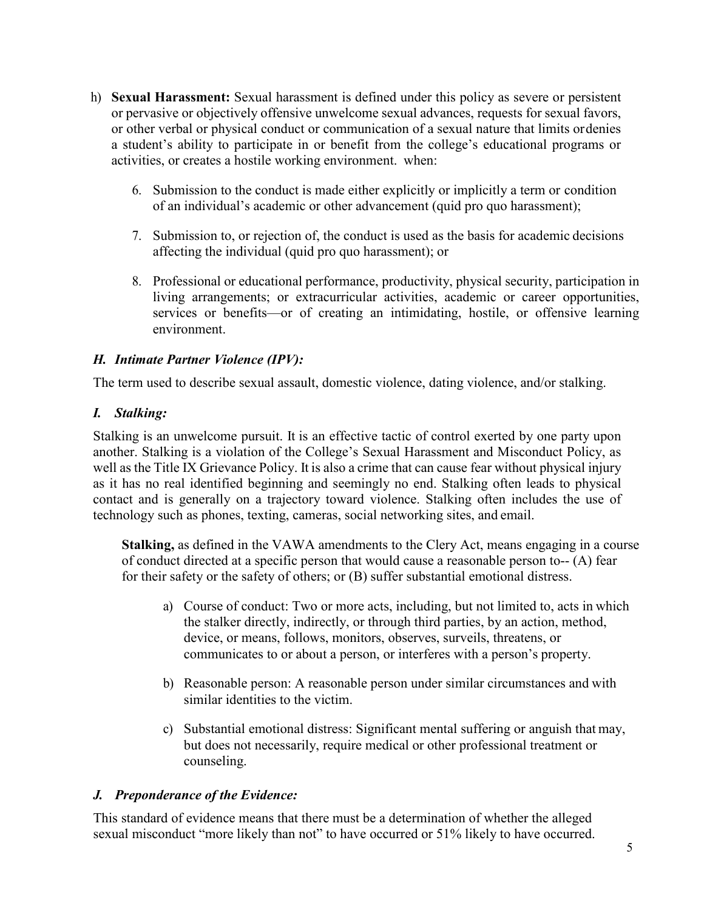h) **Sexual Harassment:** Sexual harassment is defined under this policy as severe or persistent or pervasive or objectively offensive unwelcome sexual advances, requests for sexual favors, or other verbal or physical conduct or communication of a sexual nature that limits ordenies a student's ability to participate in or benefit from the college's educational programs or activities, or creates a hostile working environment. when:

6. Submission to the conduct is made either explicitly or implicitly a term or condition of an individual's academic or other advancement (quid pro quo harassment);

7. Submission to, or rejection of, the conduct is used as the basis for academic decisions affecting the individual (quid pro quo harassment); or

8. Professional or educational performance, productivity, physical security, participation in living arrangements; or extracurricular activities, academic or career opportunities, services or benefits—or of creating an intimidating, hostile, or offensive learning environment.

### *H. Intimate Partner Violence (IPV):*

The term used to describe sexual assault, domestic violence, dating violence, and/or stalking.

### *I. Stalking:*

Stalking is an unwelcome pursuit. It is an effective tactic of control exerted by one party upon another. Stalking is a violation of the College's Sexual Harassment and Misconduct Policy, as well as the Title IX Grievance Policy. It is also a crime that can cause fear without physical injury as it has no real identified beginning and seemingly no end. Stalking often leads to physical contact and is generally on a trajectory toward violence. Stalking often includes the use of technology such as phones, texting, cameras, social networking sites, and email.

**Stalking,** as defined in the VAWA amendments to the Clery Act, means engaging in a course of conduct directed at a specific person that would cause a reasonable person to-- (A) fear for their safety or the safety of others; or (B) suffer substantial emotional distress.

a) Course of conduct: Two or more acts, including, but not limited to, acts in which the stalker directly, indirectly, or through third parties, by an action, method, device, or means, follows, monitors, observes, surveils, threatens, or communicates to or about a person, or interferes with a person's property.

b) Reasonable person: A reasonable person under similar circumstances and with similar identities to the victim.

c) Substantial emotional distress: Significant mental suffering or anguish that may, but does not necessarily, require medical or other professional treatment or counseling.

### *J. Preponderance of the Evidence:*

This standard of evidence means that there must be a determination of whether the alleged sexual misconduct "more likely than not" to have occurred or 51% likely to have occurred.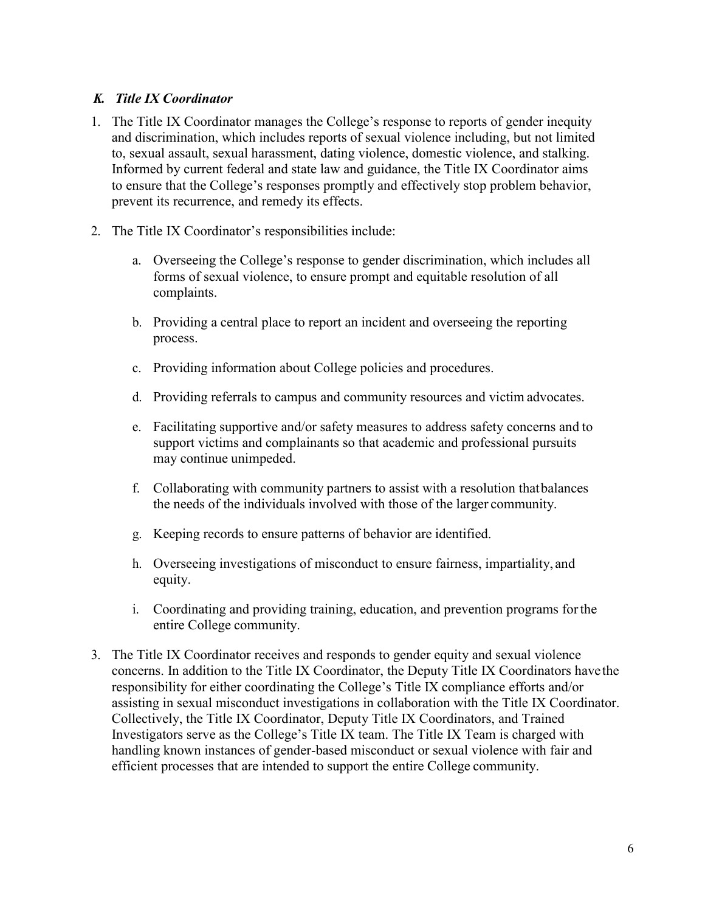### *K. Title IX Coordinator*

1. The Title IX Coordinator manages the College's response to reports of gender inequity and discrimination, which includes reports of sexual violence including, but not limited to, sexual assault, sexual harassment, dating violence, domestic violence, and stalking. Informed by current federal and state law and guidance, the Title IX Coordinator aims to ensure that the College's responses promptly and effectively stop problem behavior, prevent its recurrence, and remedy its effects.

2. The Title IX Coordinator's responsibilities include:

   a. Overseeing the College's response to gender discrimination, which includes all forms of sexual violence, to ensure prompt and equitable resolution of all complaints.

   b. Providing a central place to report an incident and overseeing the reporting process.

   c. Providing information about College policies and procedures.

   d. Providing referrals to campus and community resources and victim advocates.

   e. Facilitating supportive and/or safety measures to address safety concerns and to support victims and complainants so that academic and professional pursuits may continue unimpeded.

   f. Collaborating with community partners to assist with a resolution that balances the needs of the individuals involved with those of the larger community.

   g. Keeping records to ensure patterns of behavior are identified.

   h. Overseeing investigations of misconduct to ensure fairness, impartiality, and equity.

   i. Coordinating and providing training, education, and prevention programs for the entire College community.

3. The Title IX Coordinator receives and responds to gender equity and sexual violence concerns. In addition to the Title IX Coordinator, the Deputy Title IX Coordinators have the responsibility for either coordinating the College's Title IX compliance efforts and/or assisting in sexual misconduct investigations in collaboration with the Title IX Coordinator. Collectively, the Title IX Coordinator, Deputy Title IX Coordinators, and Trained Investigators serve as the College's Title IX team. The Title IX Team is charged with handling known instances of gender-based misconduct or sexual violence with fair and efficient processes that are intended to support the entire College community.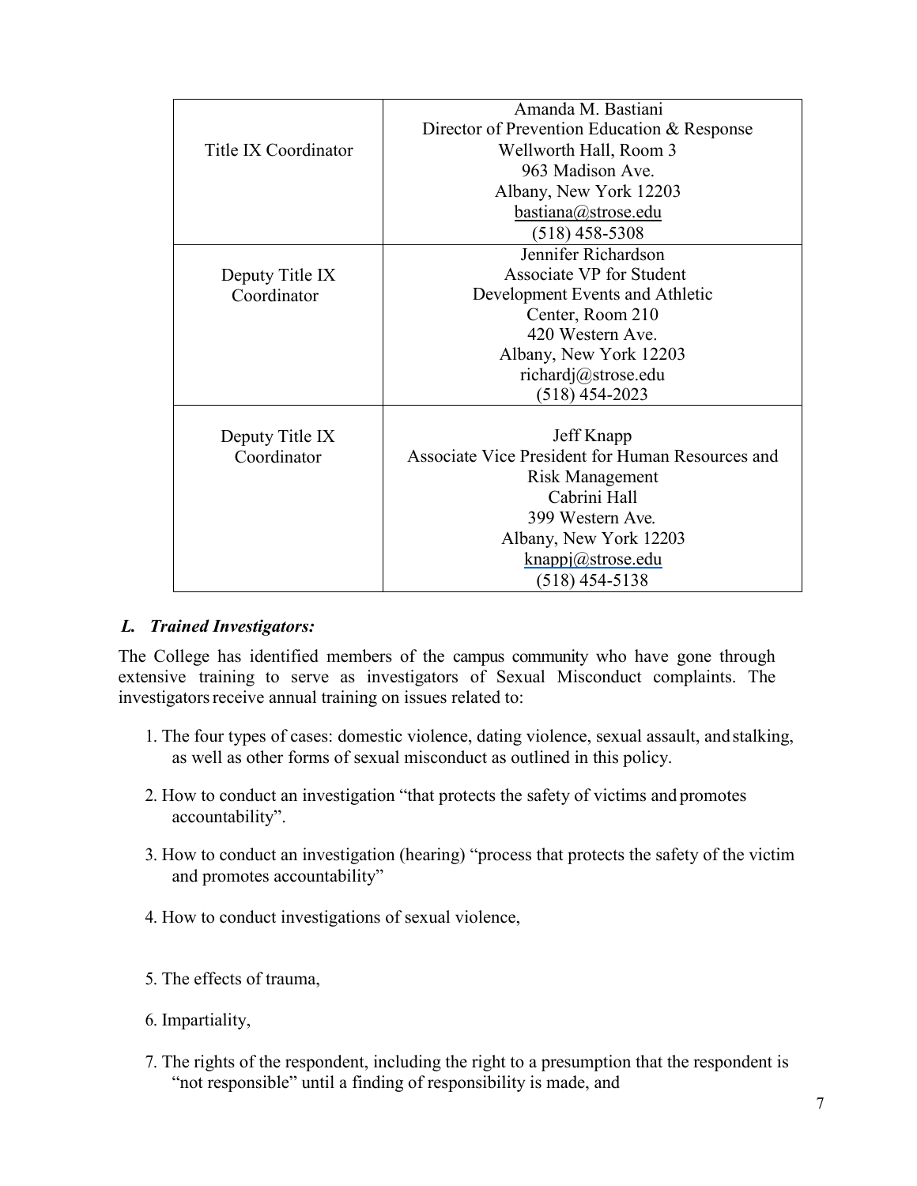| | |
|---|---|
| Title IX Coordinator | Amanda M. Bastiani<br>Director of Prevention Education & Response<br>Wellworth Hall, Room 3<br>963 Madison Ave.<br>Albany, New York 12203<br>bastiana@strose.edu<br>(518) 458-5308 |
| Deputy Title IX Coordinator | Jennifer Richardson<br>Associate VP for Student Development Events and Athletic Center, Room 210<br>420 Western Ave.<br>Albany, New York 12203<br>richardj@strose.edu<br>(518) 454-2023 |
| Deputy Title IX Coordinator | Jeff Knapp<br>Associate Vice President for Human Resources and Risk Management<br>Cabrini Hall<br>399 Western Ave.<br>Albany, New York 12203<br>knappj@strose.edu<br>(518) 454-5138 |

### *L. Trained Investigators:*

The College has identified members of the campus community who have gone through extensive training to serve as investigators of Sexual Misconduct complaints. The investigators receive annual training on issues related to:

1. The four types of cases: domestic violence, dating violence, sexual assault, and stalking, as well as other forms of sexual misconduct as outlined in this policy.
2. How to conduct an investigation "that protects the safety of victims and promotes accountability".
3. How to conduct an investigation (hearing) "process that protects the safety of the victim and promotes accountability"
4. How to conduct investigations of sexual violence,
5. The effects of trauma,
6. Impartiality,
7. The rights of the respondent, including the right to a presumption that the respondent is "not responsible" until a finding of responsibility is made, and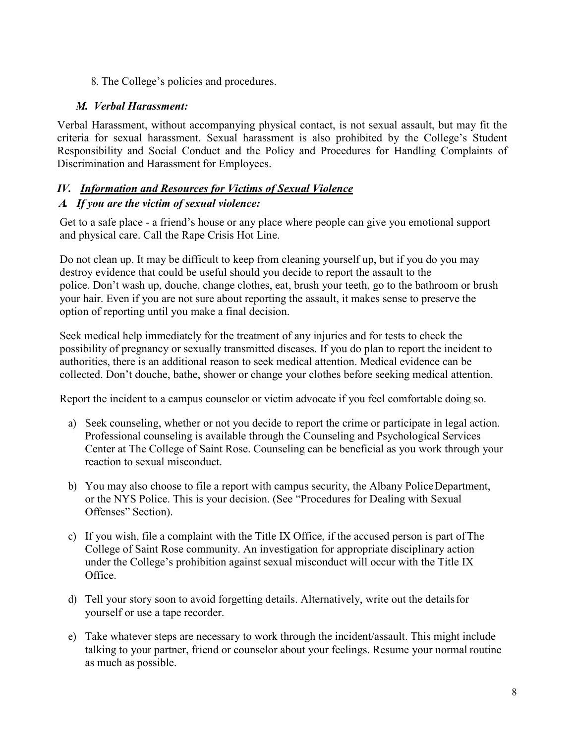8. The College's policies and procedures.

### *M. Verbal Harassment:*

Verbal Harassment, without accompanying physical contact, is not sexual assault, but may fit the criteria for sexual harassment. Sexual harassment is also prohibited by the College's Student Responsibility and Social Conduct and the Policy and Procedures for Handling Complaints of Discrimination and Harassment for Employees.

## *IV. Information and Resources for Victims of Sexual Violence*

### *A. If you are the victim of sexual violence:*

Get to a safe place - a friend's house or any place where people can give you emotional support and physical care. Call the Rape Crisis Hot Line.

Do not clean up. It may be difficult to keep from cleaning yourself up, but if you do you may destroy evidence that could be useful should you decide to report the assault to the police. Don't wash up, douche, change clothes, eat, brush your teeth, go to the bathroom or brush your hair. Even if you are not sure about reporting the assault, it makes sense to preserve the option of reporting until you make a final decision.

Seek medical help immediately for the treatment of any injuries and for tests to check the possibility of pregnancy or sexually transmitted diseases. If you do plan to report the incident to authorities, there is an additional reason to seek medical attention. Medical evidence can be collected. Don't douche, bathe, shower or change your clothes before seeking medical attention.

Report the incident to a campus counselor or victim advocate if you feel comfortable doing so.

a) Seek counseling, whether or not you decide to report the crime or participate in legal action. Professional counseling is available through the Counseling and Psychological Services Center at The College of Saint Rose. Counseling can be beneficial as you work through your reaction to sexual misconduct.

b) You may also choose to file a report with campus security, the Albany Police Department, or the NYS Police. This is your decision. (See "Procedures for Dealing with Sexual Offenses" Section).

c) If you wish, file a complaint with the Title IX Office, if the accused person is part of The College of Saint Rose community. An investigation for appropriate disciplinary action under the College's prohibition against sexual misconduct will occur with the Title IX Office.

d) Tell your story soon to avoid forgetting details. Alternatively, write out the details for yourself or use a tape recorder.

e) Take whatever steps are necessary to work through the incident/assault. This might include talking to your partner, friend or counselor about your feelings. Resume your normal routine as much as possible.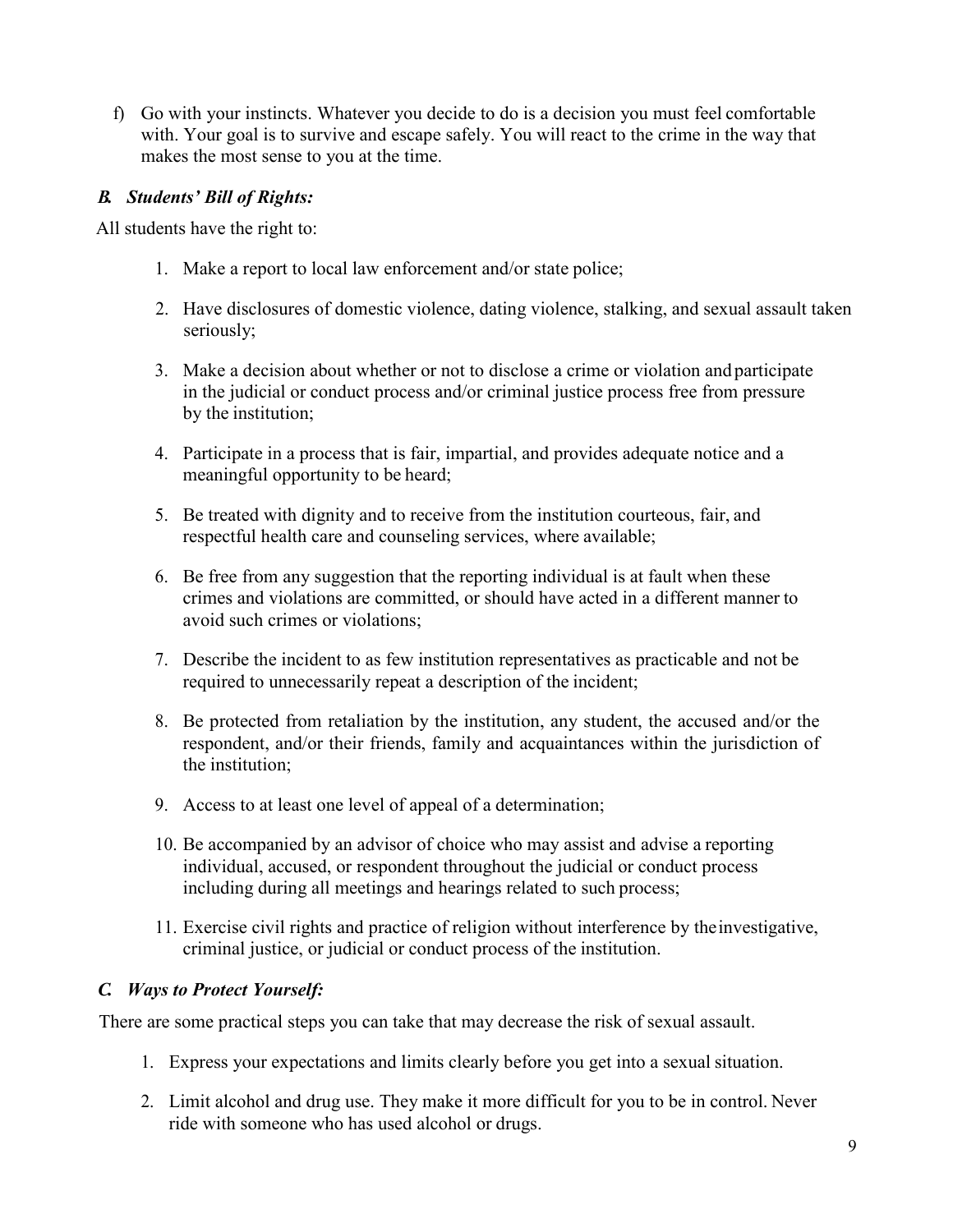f) Go with your instincts. Whatever you decide to do is a decision you must feel comfortable with. Your goal is to survive and escape safely. You will react to the crime in the way that makes the most sense to you at the time.

### *B. Students' Bill of Rights:*

All students have the right to:

1. Make a report to local law enforcement and/or state police;
2. Have disclosures of domestic violence, dating violence, stalking, and sexual assault taken seriously;
3. Make a decision about whether or not to disclose a crime or violation and participate in the judicial or conduct process and/or criminal justice process free from pressure by the institution;
4. Participate in a process that is fair, impartial, and provides adequate notice and a meaningful opportunity to be heard;
5. Be treated with dignity and to receive from the institution courteous, fair, and respectful health care and counseling services, where available;
6. Be free from any suggestion that the reporting individual is at fault when these crimes and violations are committed, or should have acted in a different manner to avoid such crimes or violations;
7. Describe the incident to as few institution representatives as practicable and not be required to unnecessarily repeat a description of the incident;
8. Be protected from retaliation by the institution, any student, the accused and/or the respondent, and/or their friends, family and acquaintances within the jurisdiction of the institution;
9. Access to at least one level of appeal of a determination;
10. Be accompanied by an advisor of choice who may assist and advise a reporting individual, accused, or respondent throughout the judicial or conduct process including during all meetings and hearings related to such process;
11. Exercise civil rights and practice of religion without interference by the investigative, criminal justice, or judicial or conduct process of the institution.

### *C. Ways to Protect Yourself:*

There are some practical steps you can take that may decrease the risk of sexual assault.

1. Express your expectations and limits clearly before you get into a sexual situation.
2. Limit alcohol and drug use. They make it more difficult for you to be in control. Never ride with someone who has used alcohol or drugs.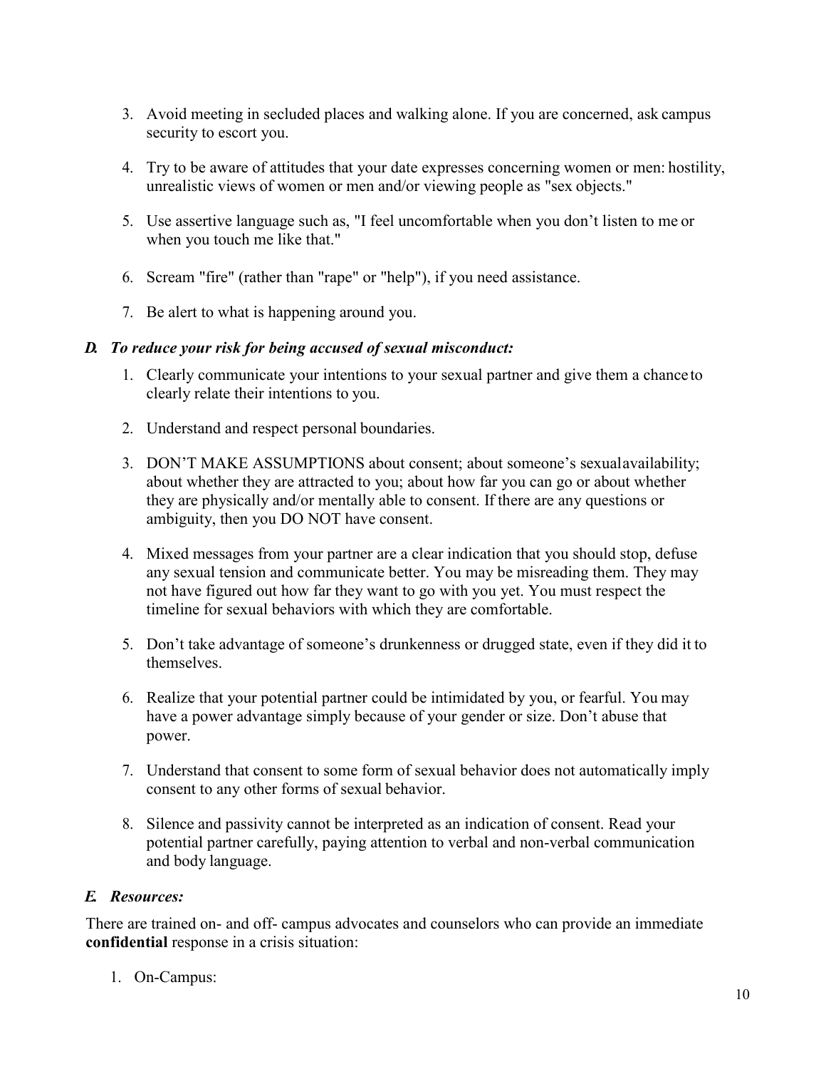3. Avoid meeting in secluded places and walking alone. If you are concerned, ask campus security to escort you.

4. Try to be aware of attitudes that your date expresses concerning women or men: hostility, unrealistic views of women or men and/or viewing people as "sex objects."

5. Use assertive language such as, "I feel uncomfortable when you don't listen to me or when you touch me like that."

6. Scream "fire" (rather than "rape" or "help"), if you need assistance.

7. Be alert to what is happening around you.

### *D. To reduce your risk for being accused of sexual misconduct:*

1. Clearly communicate your intentions to your sexual partner and give them a chance to clearly relate their intentions to you.

2. Understand and respect personal boundaries.

3. DON'T MAKE ASSUMPTIONS about consent; about someone's sexual availability; about whether they are attracted to you; about how far you can go or about whether they are physically and/or mentally able to consent. If there are any questions or ambiguity, then you DO NOT have consent.

4. Mixed messages from your partner are a clear indication that you should stop, defuse any sexual tension and communicate better. You may be misreading them. They may not have figured out how far they want to go with you yet. You must respect the timeline for sexual behaviors with which they are comfortable.

5. Don't take advantage of someone's drunkenness or drugged state, even if they did it to themselves.

6. Realize that your potential partner could be intimidated by you, or fearful. You may have a power advantage simply because of your gender or size. Don't abuse that power.

7. Understand that consent to some form of sexual behavior does not automatically imply consent to any other forms of sexual behavior.

8. Silence and passivity cannot be interpreted as an indication of consent. Read your potential partner carefully, paying attention to verbal and non-verbal communication and body language.

### *E. Resources:*

There are trained on- and off- campus advocates and counselors who can provide an immediate **confidential** response in a crisis situation:

1. On-Campus: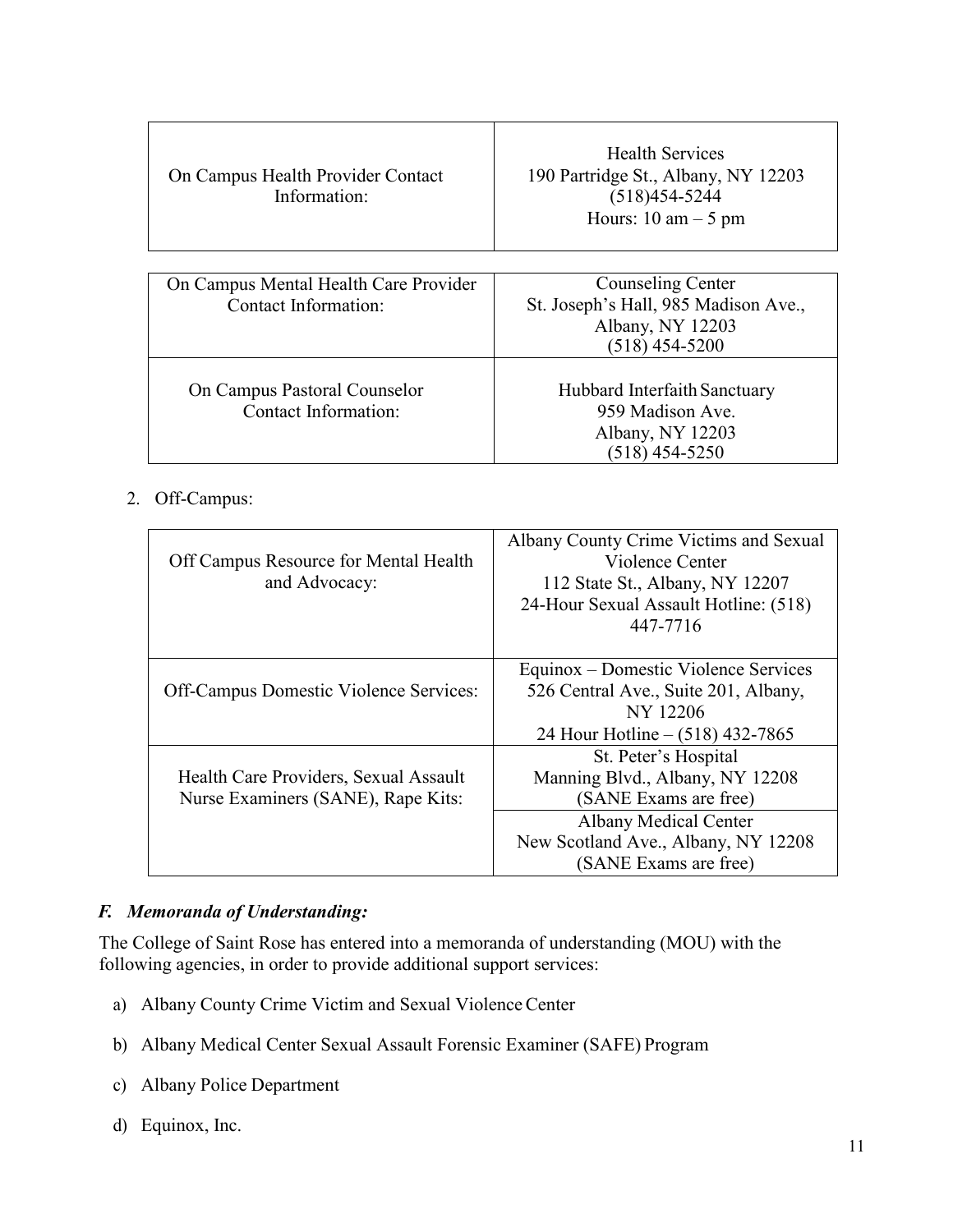| On Campus Health Provider Contact Information: | Health Services<br>190 Partridge St., Albany, NY 12203<br>(518)454-5244<br>Hours: 10 am – 5 pm |
|---|---|

| On Campus Mental Health Care Provider Contact Information: | Counseling Center<br>St. Joseph's Hall, 985 Madison Ave., Albany, NY 12203<br>(518) 454-5200 |
|---|---|
| On Campus Pastoral Counselor Contact Information: | Hubbard Interfaith Sanctuary<br>959 Madison Ave.<br>Albany, NY 12203<br>(518) 454-5250 |

2. Off-Campus:

| Off Campus Resource for Mental Health and Advocacy: | Albany County Crime Victims and Sexual Violence Center<br>112 State St., Albany, NY 12207<br>24-Hour Sexual Assault Hotline: (518) 447-7716 |
|---|---|
| Off-Campus Domestic Violence Services: | Equinox – Domestic Violence Services<br>526 Central Ave., Suite 201, Albany, NY 12206<br>24 Hour Hotline – (518) 432-7865 |
| Health Care Providers, Sexual Assault Nurse Examiners (SANE), Rape Kits: | St. Peter's Hospital<br>Manning Blvd., Albany, NY 12208<br>(SANE Exams are free) |
| | Albany Medical Center<br>New Scotland Ave., Albany, NY 12208<br>(SANE Exams are free) |

### *F. Memoranda of Understanding:*

The College of Saint Rose has entered into a memoranda of understanding (MOU) with the following agencies, in order to provide additional support services:

a) Albany County Crime Victim and Sexual Violence Center

b) Albany Medical Center Sexual Assault Forensic Examiner (SAFE) Program

c) Albany Police Department

d) Equinox, Inc.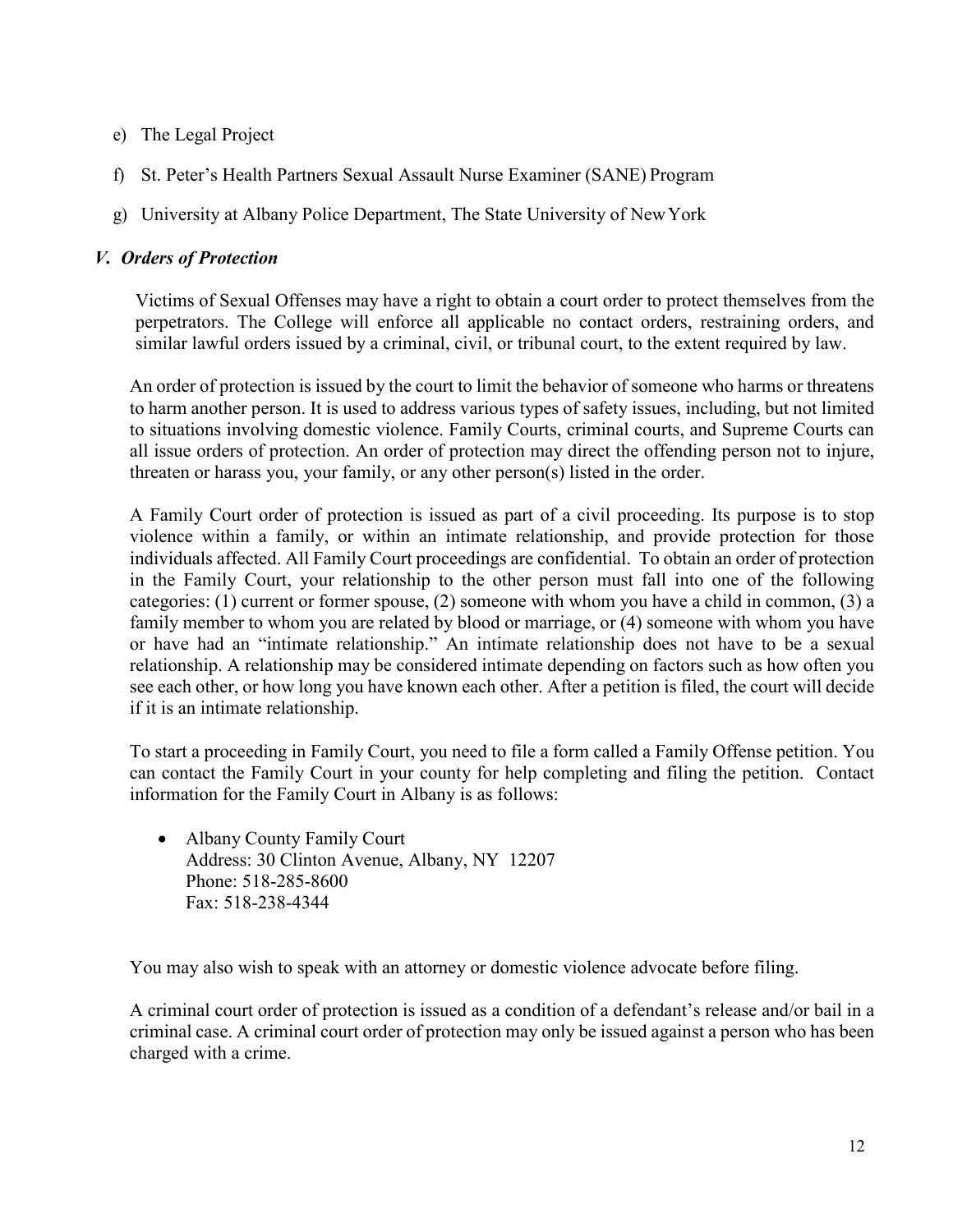e) The Legal Project

f) St. Peter's Health Partners Sexual Assault Nurse Examiner (SANE) Program

g) University at Albany Police Department, The State University of New York

### *V. Orders of Protection*

Victims of Sexual Offenses may have a right to obtain a court order to protect themselves from the perpetrators. The College will enforce all applicable no contact orders, restraining orders, and similar lawful orders issued by a criminal, civil, or tribunal court, to the extent required by law.

An order of protection is issued by the court to limit the behavior of someone who harms or threatens to harm another person. It is used to address various types of safety issues, including, but not limited to situations involving domestic violence. Family Courts, criminal courts, and Supreme Courts can all issue orders of protection. An order of protection may direct the offending person not to injure, threaten or harass you, your family, or any other person(s) listed in the order.

A Family Court order of protection is issued as part of a civil proceeding. Its purpose is to stop violence within a family, or within an intimate relationship, and provide protection for those individuals affected. All Family Court proceedings are confidential. To obtain an order of protection in the Family Court, your relationship to the other person must fall into one of the following categories: (1) current or former spouse, (2) someone with whom you have a child in common, (3) a family member to whom you are related by blood or marriage, or (4) someone with whom you have or have had an "intimate relationship." An intimate relationship does not have to be a sexual relationship. A relationship may be considered intimate depending on factors such as how often you see each other, or how long you have known each other. After a petition is filed, the court will decide if it is an intimate relationship.

To start a proceeding in Family Court, you need to file a form called a Family Offense petition. You can contact the Family Court in your county for help completing and filing the petition. Contact information for the Family Court in Albany is as follows:

- Albany County Family Court
  Address: 30 Clinton Avenue, Albany, NY 12207
  Phone: 518-285-8600
  Fax: 518-238-4344

You may also wish to speak with an attorney or domestic violence advocate before filing.

A criminal court order of protection is issued as a condition of a defendant's release and/or bail in a criminal case. A criminal court order of protection may only be issued against a person who has been charged with a crime.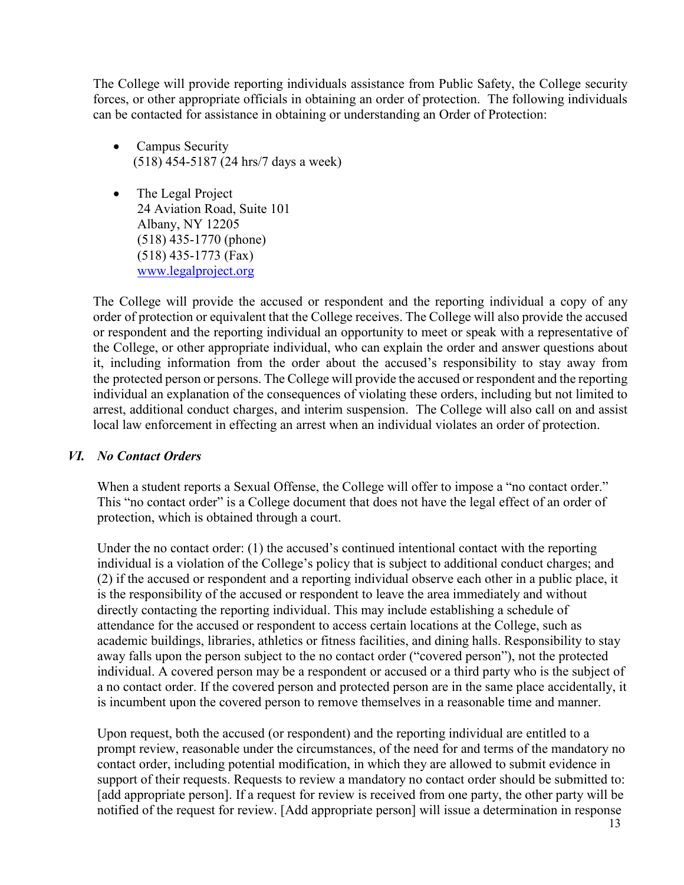The College will provide reporting individuals assistance from Public Safety, the College security forces, or other appropriate officials in obtaining an order of protection. The following individuals can be contacted for assistance in obtaining or understanding an Order of Protection:

- Campus Security
  (518) 454-5187 (24 hrs/7 days a week)

- The Legal Project
  24 Aviation Road, Suite 101
  Albany, NY 12205
  (518) 435-1770 (phone)
  (518) 435-1773 (Fax)
  [www.legalproject.org](http://www.legalproject.org)

The College will provide the accused or respondent and the reporting individual a copy of any order of protection or equivalent that the College receives. The College will also provide the accused or respondent and the reporting individual an opportunity to meet or speak with a representative of the College, or other appropriate individual, who can explain the order and answer questions about it, including information from the order about the accused's responsibility to stay away from the protected person or persons. The College will provide the accused or respondent and the reporting individual an explanation of the consequences of violating these orders, including but not limited to arrest, additional conduct charges, and interim suspension. The College will also call on and assist local law enforcement in effecting an arrest when an individual violates an order of protection.

### *VI. No Contact Orders*

When a student reports a Sexual Offense, the College will offer to impose a "no contact order." This "no contact order" is a College document that does not have the legal effect of an order of protection, which is obtained through a court.

Under the no contact order: (1) the accused's continued intentional contact with the reporting individual is a violation of the College's policy that is subject to additional conduct charges; and (2) if the accused or respondent and a reporting individual observe each other in a public place, it is the responsibility of the accused or respondent to leave the area immediately and without directly contacting the reporting individual. This may include establishing a schedule of attendance for the accused or respondent to access certain locations at the College, such as academic buildings, libraries, athletics or fitness facilities, and dining halls. Responsibility to stay away falls upon the person subject to the no contact order ("covered person"), not the protected individual. A covered person may be a respondent or accused or a third party who is the subject of a no contact order. If the covered person and protected person are in the same place accidentally, it is incumbent upon the covered person to remove themselves in a reasonable time and manner.

Upon request, both the accused (or respondent) and the reporting individual are entitled to a prompt review, reasonable under the circumstances, of the need for and terms of the mandatory no contact order, including potential modification, in which they are allowed to submit evidence in support of their requests. Requests to review a mandatory no contact order should be submitted to: [add appropriate person]. If a request for review is received from one party, the other party will be notified of the request for review. [Add appropriate person] will issue a determination in response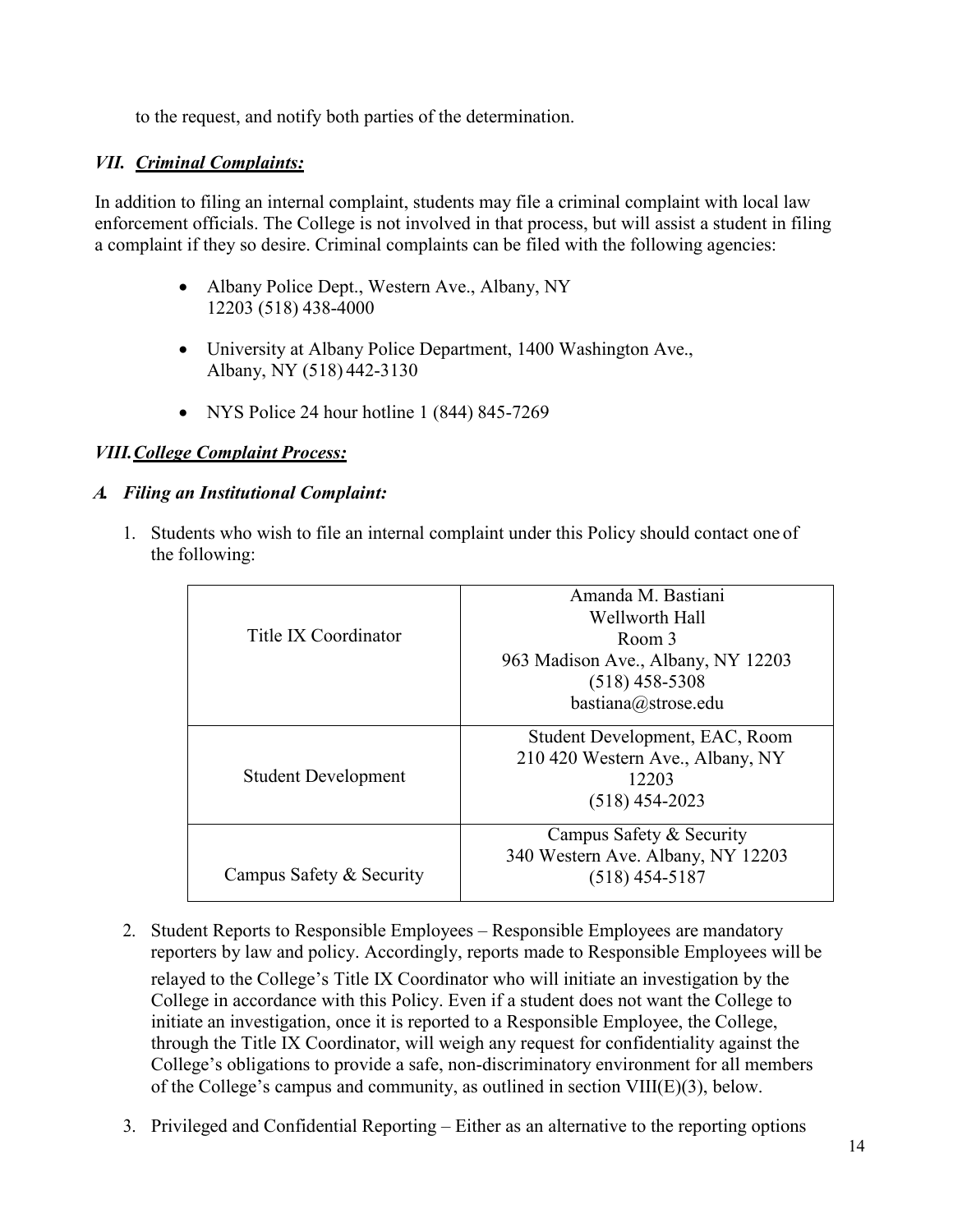to the request, and notify both parties of the determination.

## *VII. Criminal Complaints:*

In addition to filing an internal complaint, students may file a criminal complaint with local law enforcement officials. The College is not involved in that process, but will assist a student in filing a complaint if they so desire. Criminal complaints can be filed with the following agencies:

- Albany Police Dept., Western Ave., Albany, NY 12203 (518) 438-4000
- University at Albany Police Department, 1400 Washington Ave., Albany, NY (518) 442-3130
- NYS Police 24 hour hotline 1 (844) 845-7269

## *VIII. College Complaint Process:*

### *A. Filing an Institutional Complaint:*

1. Students who wish to file an internal complaint under this Policy should contact one of the following:

| | |
|---|---|
| Title IX Coordinator | Amanda M. Bastiani<br>Wellworth Hall<br>Room 3<br>963 Madison Ave., Albany, NY 12203<br>(518) 458-5308<br>bastiana@strose.edu |
| Student Development | Student Development, EAC, Room 210 420 Western Ave., Albany, NY 12203<br>(518) 454-2023 |
| Campus Safety & Security | Campus Safety & Security<br>340 Western Ave. Albany, NY 12203<br>(518) 454-5187 |

2. Student Reports to Responsible Employees – Responsible Employees are mandatory reporters by law and policy. Accordingly, reports made to Responsible Employees will be relayed to the College's Title IX Coordinator who will initiate an investigation by the College in accordance with this Policy. Even if a student does not want the College to initiate an investigation, once it is reported to a Responsible Employee, the College, through the Title IX Coordinator, will weigh any request for confidentiality against the College's obligations to provide a safe, non-discriminatory environment for all members of the College's campus and community, as outlined in section VIII(E)(3), below.

3. Privileged and Confidential Reporting – Either as an alternative to the reporting options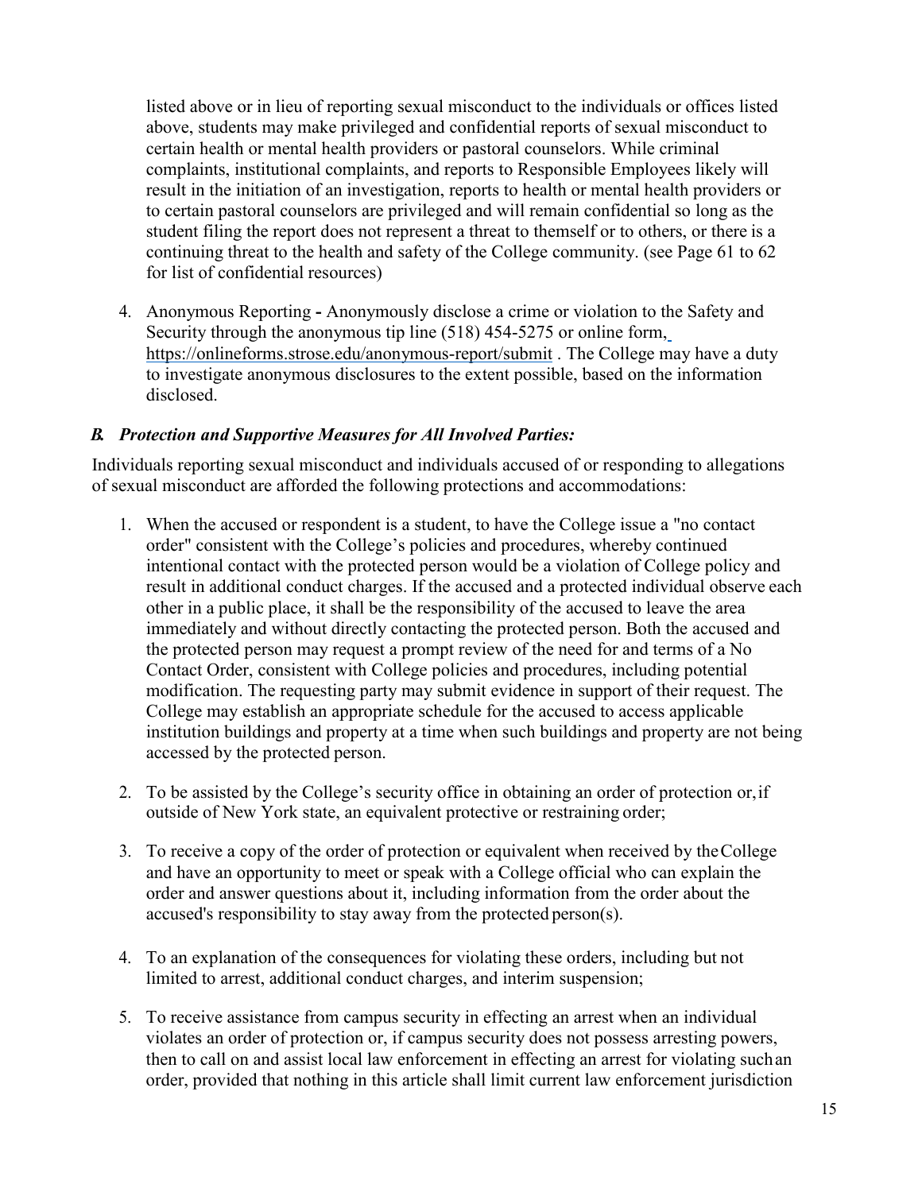listed above or in lieu of reporting sexual misconduct to the individuals or offices listed above, students may make privileged and confidential reports of sexual misconduct to certain health or mental health providers or pastoral counselors. While criminal complaints, institutional complaints, and reports to Responsible Employees likely will result in the initiation of an investigation, reports to health or mental health providers or to certain pastoral counselors are privileged and will remain confidential so long as the student filing the report does not represent a threat to themself or to others, or there is a continuing threat to the health and safety of the College community. (see Page 61 to 62 for list of confidential resources)

4. Anonymous Reporting **-** Anonymously disclose a crime or violation to the Safety and Security through the anonymous tip line (518) 454-5275 or online form, https://onlineforms.strose.edu/anonymous-report/submit . The College may have a duty to investigate anonymous disclosures to the extent possible, based on the information disclosed.

### *B. Protection and Supportive Measures for All Involved Parties:*

Individuals reporting sexual misconduct and individuals accused of or responding to allegations of sexual misconduct are afforded the following protections and accommodations:

1. When the accused or respondent is a student, to have the College issue a "no contact order" consistent with the College's policies and procedures, whereby continued intentional contact with the protected person would be a violation of College policy and result in additional conduct charges. If the accused and a protected individual observe each other in a public place, it shall be the responsibility of the accused to leave the area immediately and without directly contacting the protected person. Both the accused and the protected person may request a prompt review of the need for and terms of a No Contact Order, consistent with College policies and procedures, including potential modification. The requesting party may submit evidence in support of their request. The College may establish an appropriate schedule for the accused to access applicable institution buildings and property at a time when such buildings and property are not being accessed by the protected person.

2. To be assisted by the College's security office in obtaining an order of protection or, if outside of New York state, an equivalent protective or restraining order;

3. To receive a copy of the order of protection or equivalent when received by the College and have an opportunity to meet or speak with a College official who can explain the order and answer questions about it, including information from the order about the accused's responsibility to stay away from the protected person(s).

4. To an explanation of the consequences for violating these orders, including but not limited to arrest, additional conduct charges, and interim suspension;

5. To receive assistance from campus security in effecting an arrest when an individual violates an order of protection or, if campus security does not possess arresting powers, then to call on and assist local law enforcement in effecting an arrest for violating such an order, provided that nothing in this article shall limit current law enforcement jurisdiction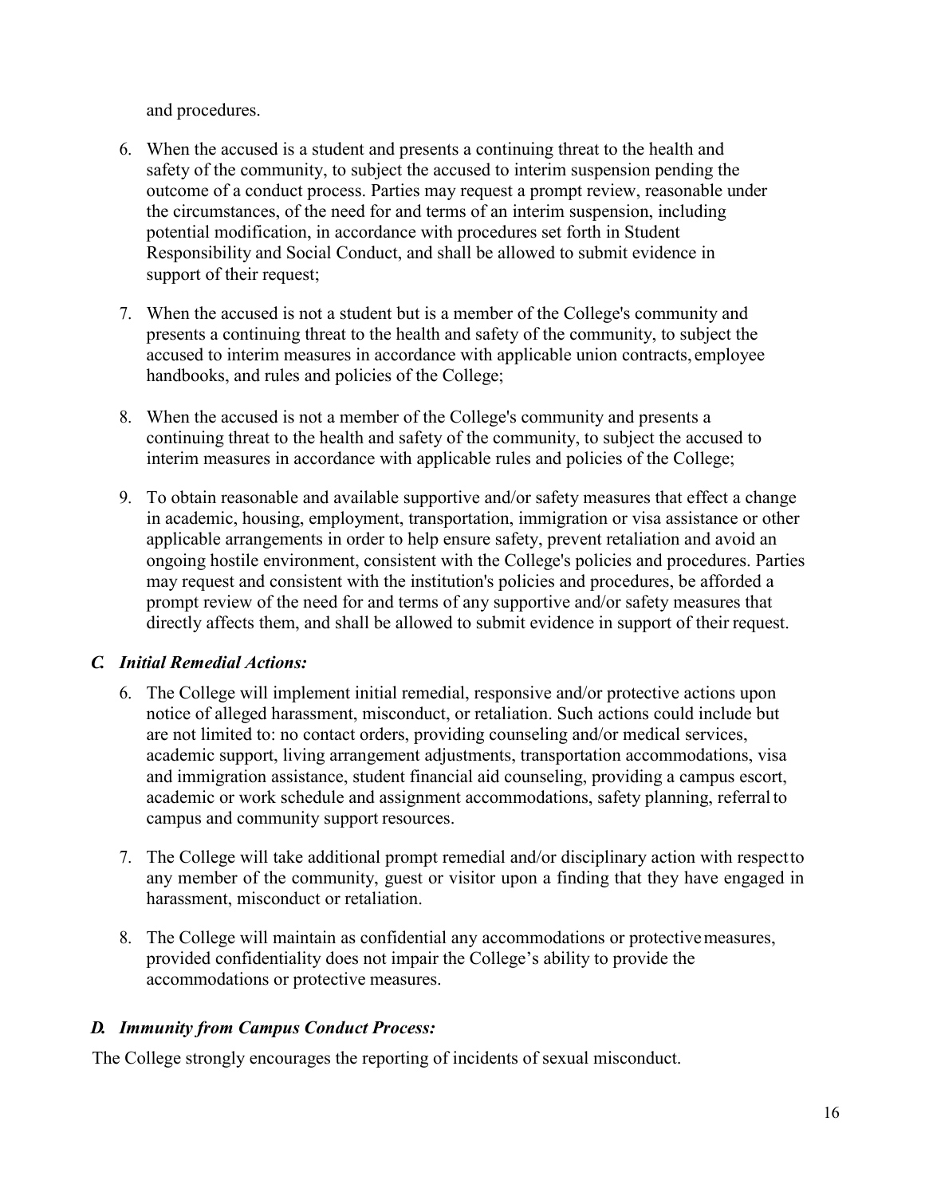and procedures.

6. When the accused is a student and presents a continuing threat to the health and safety of the community, to subject the accused to interim suspension pending the outcome of a conduct process. Parties may request a prompt review, reasonable under the circumstances, of the need for and terms of an interim suspension, including potential modification, in accordance with procedures set forth in Student Responsibility and Social Conduct, and shall be allowed to submit evidence in support of their request;
7. When the accused is not a student but is a member of the College's community and presents a continuing threat to the health and safety of the community, to subject the accused to interim measures in accordance with applicable union contracts, employee handbooks, and rules and policies of the College;
8. When the accused is not a member of the College's community and presents a continuing threat to the health and safety of the community, to subject the accused to interim measures in accordance with applicable rules and policies of the College;
9. To obtain reasonable and available supportive and/or safety measures that effect a change in academic, housing, employment, transportation, immigration or visa assistance or other applicable arrangements in order to help ensure safety, prevent retaliation and avoid an ongoing hostile environment, consistent with the College's policies and procedures. Parties may request and consistent with the institution's policies and procedures, be afforded a prompt review of the need for and terms of any supportive and/or safety measures that directly affects them, and shall be allowed to submit evidence in support of their request.

### *C. Initial Remedial Actions:*

6. The College will implement initial remedial, responsive and/or protective actions upon notice of alleged harassment, misconduct, or retaliation. Such actions could include but are not limited to: no contact orders, providing counseling and/or medical services, academic support, living arrangement adjustments, transportation accommodations, visa and immigration assistance, student financial aid counseling, providing a campus escort, academic or work schedule and assignment accommodations, safety planning, referral to campus and community support resources.
7. The College will take additional prompt remedial and/or disciplinary action with respect to any member of the community, guest or visitor upon a finding that they have engaged in harassment, misconduct or retaliation.
8. The College will maintain as confidential any accommodations or protective measures, provided confidentiality does not impair the College's ability to provide the accommodations or protective measures.

### *D. Immunity from Campus Conduct Process:*

The College strongly encourages the reporting of incidents of sexual misconduct.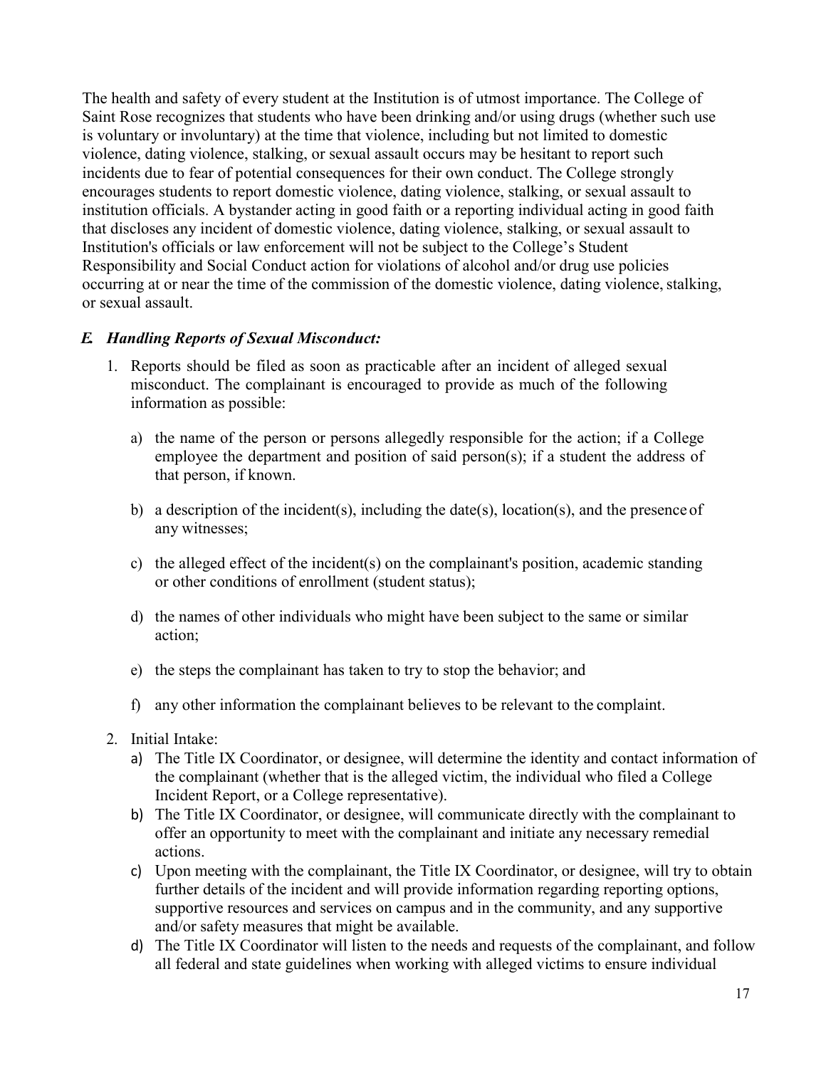The health and safety of every student at the Institution is of utmost importance. The College of Saint Rose recognizes that students who have been drinking and/or using drugs (whether such use is voluntary or involuntary) at the time that violence, including but not limited to domestic violence, dating violence, stalking, or sexual assault occurs may be hesitant to report such incidents due to fear of potential consequences for their own conduct. The College strongly encourages students to report domestic violence, dating violence, stalking, or sexual assault to institution officials. A bystander acting in good faith or a reporting individual acting in good faith that discloses any incident of domestic violence, dating violence, stalking, or sexual assault to Institution's officials or law enforcement will not be subject to the College's Student Responsibility and Social Conduct action for violations of alcohol and/or drug use policies occurring at or near the time of the commission of the domestic violence, dating violence, stalking, or sexual assault.

### *E. Handling Reports of Sexual Misconduct:*

1. Reports should be filed as soon as practicable after an incident of alleged sexual misconduct. The complainant is encouraged to provide as much of the following information as possible:

   a) the name of the person or persons allegedly responsible for the action; if a College employee the department and position of said person(s); if a student the address of that person, if known.

   b) a description of the incident(s), including the date(s), location(s), and the presence of any witnesses;

   c) the alleged effect of the incident(s) on the complainant's position, academic standing or other conditions of enrollment (student status);

   d) the names of other individuals who might have been subject to the same or similar action;

   e) the steps the complainant has taken to try to stop the behavior; and

   f) any other information the complainant believes to be relevant to the complaint.

2. Initial Intake:
   a) The Title IX Coordinator, or designee, will determine the identity and contact information of the complainant (whether that is the alleged victim, the individual who filed a College Incident Report, or a College representative).
   b) The Title IX Coordinator, or designee, will communicate directly with the complainant to offer an opportunity to meet with the complainant and initiate any necessary remedial actions.
   c) Upon meeting with the complainant, the Title IX Coordinator, or designee, will try to obtain further details of the incident and will provide information regarding reporting options, supportive resources and services on campus and in the community, and any supportive and/or safety measures that might be available.
   d) The Title IX Coordinator will listen to the needs and requests of the complainant, and follow all federal and state guidelines when working with alleged victims to ensure individual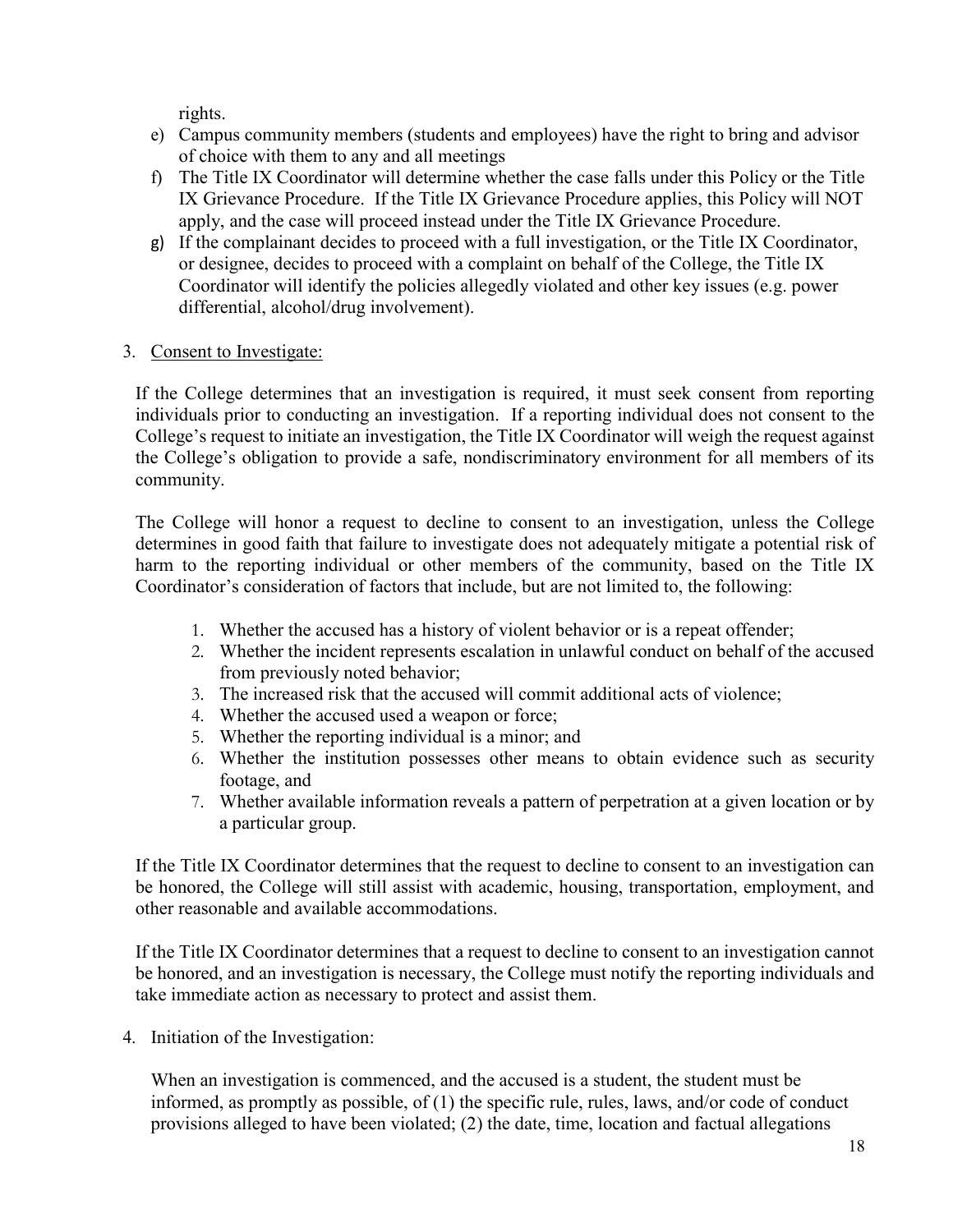rights.

e) Campus community members (students and employees) have the right to bring and advisor of choice with them to any and all meetings
f) The Title IX Coordinator will determine whether the case falls under this Policy or the Title IX Grievance Procedure. If the Title IX Grievance Procedure applies, this Policy will NOT apply, and the case will proceed instead under the Title IX Grievance Procedure.
g) If the complainant decides to proceed with a full investigation, or the Title IX Coordinator, or designee, decides to proceed with a complaint on behalf of the College, the Title IX Coordinator will identify the policies allegedly violated and other key issues (e.g. power differential, alcohol/drug involvement).

3. Consent to Investigate:

If the College determines that an investigation is required, it must seek consent from reporting individuals prior to conducting an investigation. If a reporting individual does not consent to the College's request to initiate an investigation, the Title IX Coordinator will weigh the request against the College's obligation to provide a safe, nondiscriminatory environment for all members of its community.

The College will honor a request to decline to consent to an investigation, unless the College determines in good faith that failure to investigate does not adequately mitigate a potential risk of harm to the reporting individual or other members of the community, based on the Title IX Coordinator's consideration of factors that include, but are not limited to, the following:

1. Whether the accused has a history of violent behavior or is a repeat offender;
2. Whether the incident represents escalation in unlawful conduct on behalf of the accused from previously noted behavior;
3. The increased risk that the accused will commit additional acts of violence;
4. Whether the accused used a weapon or force;
5. Whether the reporting individual is a minor; and
6. Whether the institution possesses other means to obtain evidence such as security footage, and
7. Whether available information reveals a pattern of perpetration at a given location or by a particular group.

If the Title IX Coordinator determines that the request to decline to consent to an investigation can be honored, the College will still assist with academic, housing, transportation, employment, and other reasonable and available accommodations.

If the Title IX Coordinator determines that a request to decline to consent to an investigation cannot be honored, and an investigation is necessary, the College must notify the reporting individuals and take immediate action as necessary to protect and assist them.

4. Initiation of the Investigation:

When an investigation is commenced, and the accused is a student, the student must be informed, as promptly as possible, of (1) the specific rule, rules, laws, and/or code of conduct provisions alleged to have been violated; (2) the date, time, location and factual allegations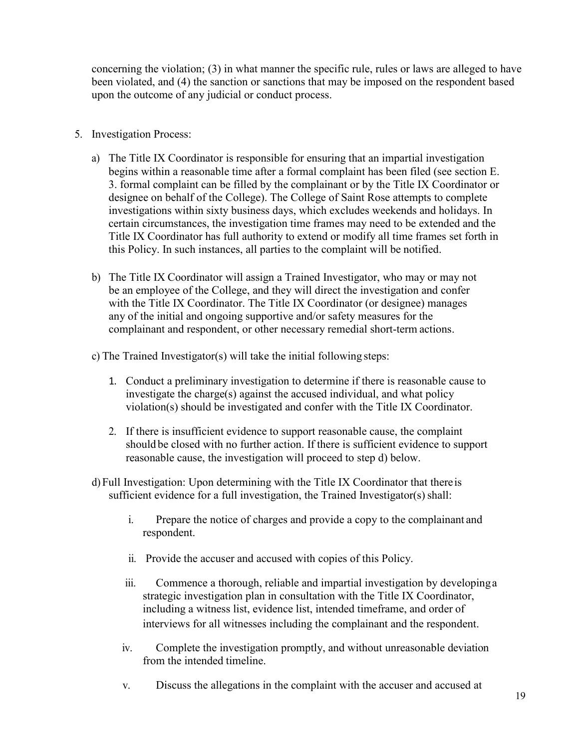concerning the violation; (3) in what manner the specific rule, rules or laws are alleged to have been violated, and (4) the sanction or sanctions that may be imposed on the respondent based upon the outcome of any judicial or conduct process.

5. Investigation Process:

   a) The Title IX Coordinator is responsible for ensuring that an impartial investigation begins within a reasonable time after a formal complaint has been filed (see section E. 3. formal complaint can be filled by the complainant or by the Title IX Coordinator or designee on behalf of the College). The College of Saint Rose attempts to complete investigations within sixty business days, which excludes weekends and holidays. In certain circumstances, the investigation time frames may need to be extended and the Title IX Coordinator has full authority to extend or modify all time frames set forth in this Policy. In such instances, all parties to the complaint will be notified.

   b) The Title IX Coordinator will assign a Trained Investigator, who may or may not be an employee of the College, and they will direct the investigation and confer with the Title IX Coordinator. The Title IX Coordinator (or designee) manages any of the initial and ongoing supportive and/or safety measures for the complainant and respondent, or other necessary remedial short-term actions.

   c) The Trained Investigator(s) will take the initial following steps:

      1. Conduct a preliminary investigation to determine if there is reasonable cause to investigate the charge(s) against the accused individual, and what policy violation(s) should be investigated and confer with the Title IX Coordinator.

      2. If there is insufficient evidence to support reasonable cause, the complaint should be closed with no further action. If there is sufficient evidence to support reasonable cause, the investigation will proceed to step d) below.

   d) Full Investigation: Upon determining with the Title IX Coordinator that there is sufficient evidence for a full investigation, the Trained Investigator(s) shall:

      i. Prepare the notice of charges and provide a copy to the complainant and respondent.

      ii. Provide the accuser and accused with copies of this Policy.

      iii. Commence a thorough, reliable and impartial investigation by developing a strategic investigation plan in consultation with the Title IX Coordinator, including a witness list, evidence list, intended timeframe, and order of interviews for all witnesses including the complainant and the respondent.

      iv. Complete the investigation promptly, and without unreasonable deviation from the intended timeline.

      v. Discuss the allegations in the complaint with the accuser and accused at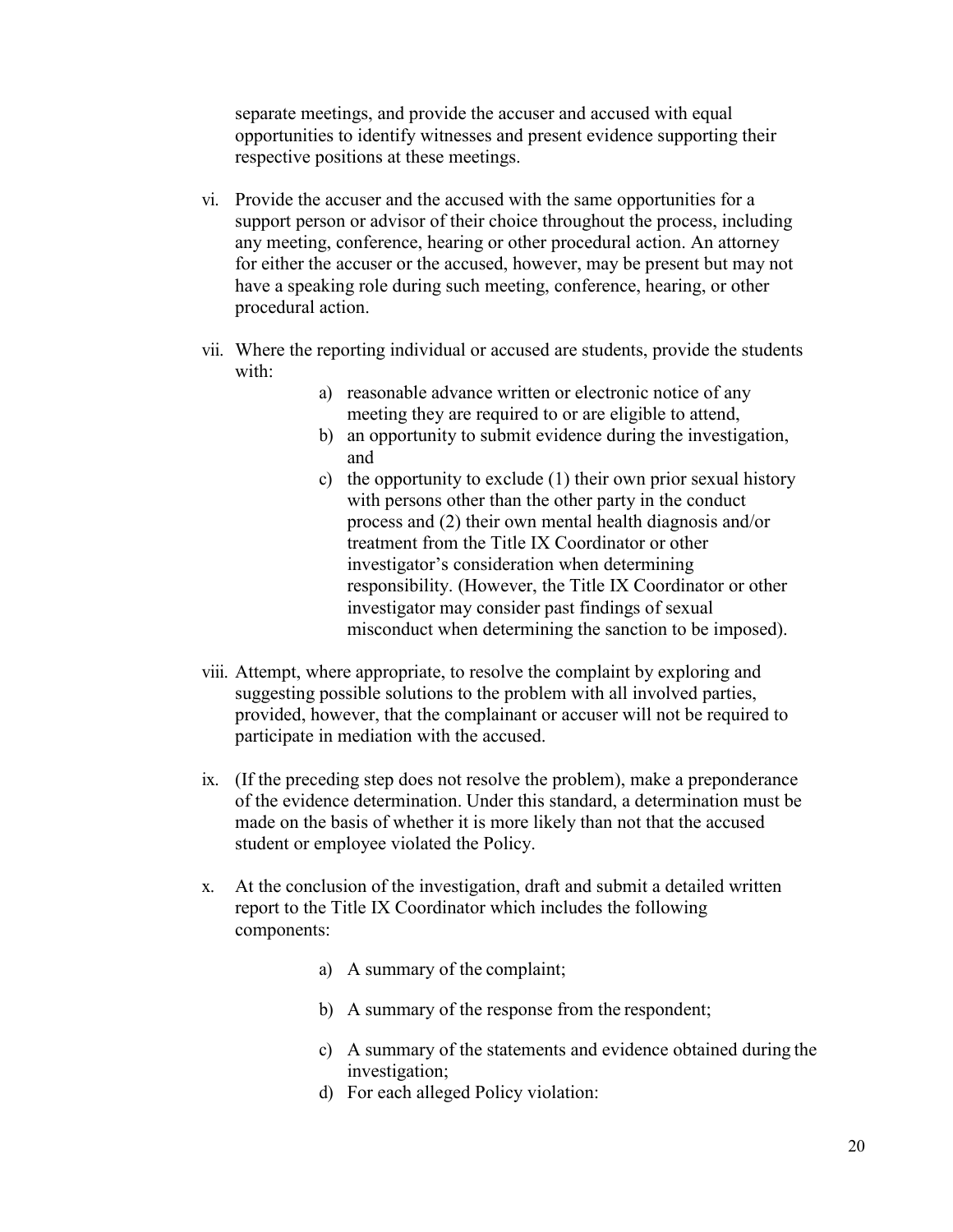separate meetings, and provide the accuser and accused with equal opportunities to identify witnesses and present evidence supporting their respective positions at these meetings.

vi. Provide the accuser and the accused with the same opportunities for a support person or advisor of their choice throughout the process, including any meeting, conference, hearing or other procedural action. An attorney for either the accuser or the accused, however, may be present but may not have a speaking role during such meeting, conference, hearing, or other procedural action.

vii. Where the reporting individual or accused are students, provide the students with:

   a) reasonable advance written or electronic notice of any meeting they are required to or are eligible to attend,
   b) an opportunity to submit evidence during the investigation, and
   c) the opportunity to exclude (1) their own prior sexual history with persons other than the other party in the conduct process and (2) their own mental health diagnosis and/or treatment from the Title IX Coordinator or other investigator's consideration when determining responsibility. (However, the Title IX Coordinator or other investigator may consider past findings of sexual misconduct when determining the sanction to be imposed).

viii. Attempt, where appropriate, to resolve the complaint by exploring and suggesting possible solutions to the problem with all involved parties, provided, however, that the complainant or accuser will not be required to participate in mediation with the accused.

ix. (If the preceding step does not resolve the problem), make a preponderance of the evidence determination. Under this standard, a determination must be made on the basis of whether it is more likely than not that the accused student or employee violated the Policy.

x. At the conclusion of the investigation, draft and submit a detailed written report to the Title IX Coordinator which includes the following components:

   a) A summary of the complaint;

   b) A summary of the response from the respondent;

   c) A summary of the statements and evidence obtained during the investigation;

   d) For each alleged Policy violation: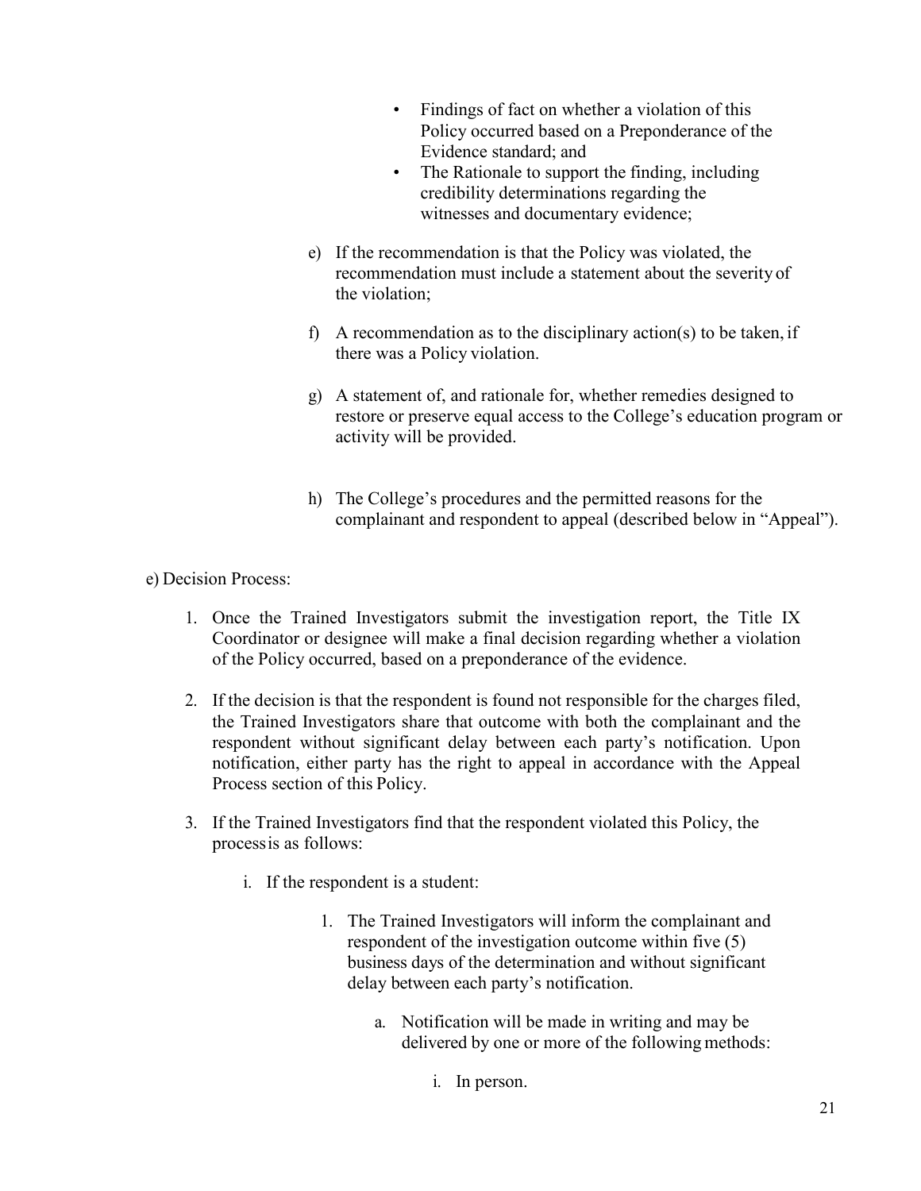- Findings of fact on whether a violation of this Policy occurred based on a Preponderance of the Evidence standard; and
- The Rationale to support the finding, including credibility determinations regarding the witnesses and documentary evidence;

e) If the recommendation is that the Policy was violated, the recommendation must include a statement about the severity of the violation;

f) A recommendation as to the disciplinary action(s) to be taken, if there was a Policy violation.

g) A statement of, and rationale for, whether remedies designed to restore or preserve equal access to the College's education program or activity will be provided.

h) The College's procedures and the permitted reasons for the complainant and respondent to appeal (described below in "Appeal").

e) Decision Process:

1. Once the Trained Investigators submit the investigation report, the Title IX Coordinator or designee will make a final decision regarding whether a violation of the Policy occurred, based on a preponderance of the evidence.

2. If the decision is that the respondent is found not responsible for the charges filed, the Trained Investigators share that outcome with both the complainant and the respondent without significant delay between each party's notification. Upon notification, either party has the right to appeal in accordance with the Appeal Process section of this Policy.

3. If the Trained Investigators find that the respondent violated this Policy, the process is as follows:

   i. If the respondent is a student:

      1. The Trained Investigators will inform the complainant and respondent of the investigation outcome within five (5) business days of the determination and without significant delay between each party's notification.

         a. Notification will be made in writing and may be delivered by one or more of the following methods:

            i. In person.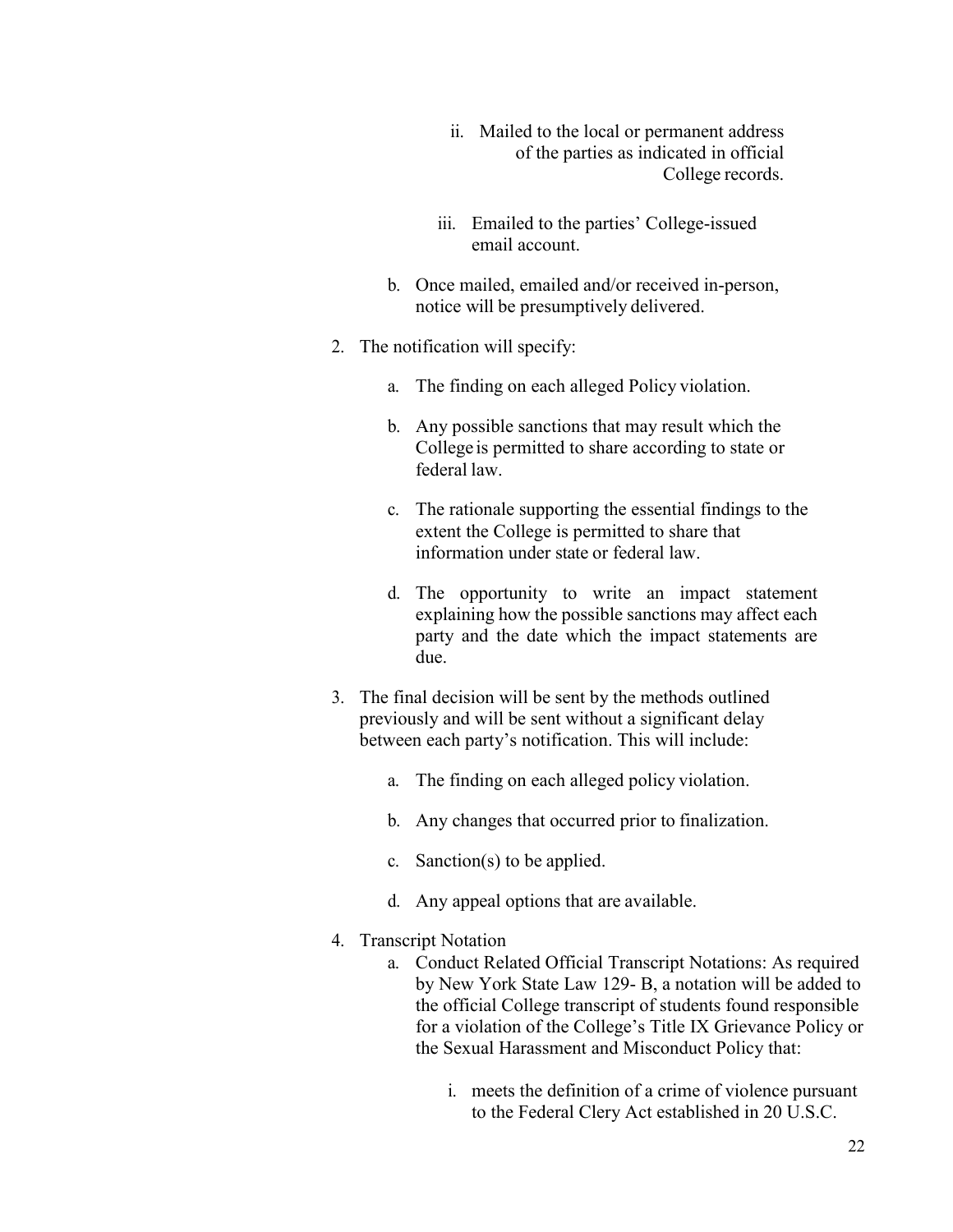- ii. Mailed to the local or permanent address of the parties as indicated in official College records.
   - iii. Emailed to the parties' College-issued email account.

b. Once mailed, emailed and/or received in-person, notice will be presumptively delivered.

2. The notification will specify:
   - a. The finding on each alleged Policy violation.
   - b. Any possible sanctions that may result which the College is permitted to share according to state or federal law.
   - c. The rationale supporting the essential findings to the extent the College is permitted to share that information under state or federal law.
   - d. The opportunity to write an impact statement explaining how the possible sanctions may affect each party and the date which the impact statements are due.

3. The final decision will be sent by the methods outlined previously and will be sent without a significant delay between each party's notification. This will include:
   - a. The finding on each alleged policy violation.
   - b. Any changes that occurred prior to finalization.
   - c. Sanction(s) to be applied.
   - d. Any appeal options that are available.

4. Transcript Notation
   - a. Conduct Related Official Transcript Notations: As required by New York State Law 129- B, a notation will be added to the official College transcript of students found responsible for a violation of the College's Title IX Grievance Policy or the Sexual Harassment and Misconduct Policy that:
     - i. meets the definition of a crime of violence pursuant to the Federal Clery Act established in 20 U.S.C.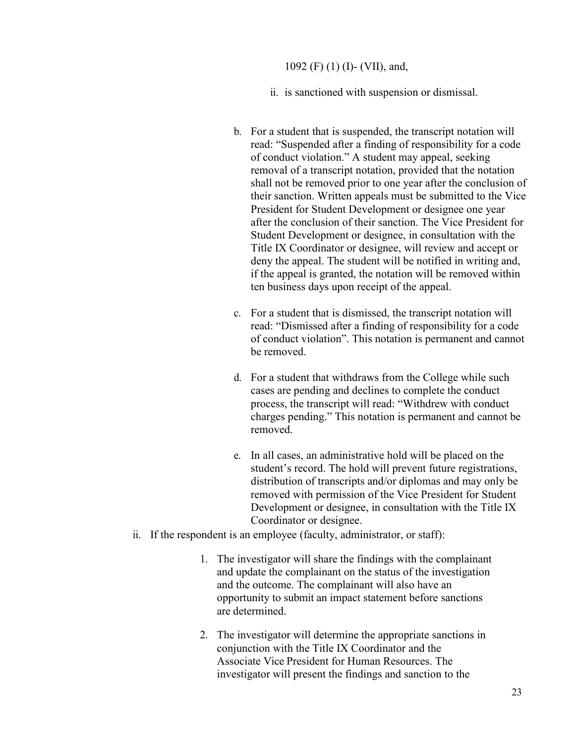1092 (F) (1) (I)- (VII), and,

ii. is sanctioned with suspension or dismissal.

b. For a student that is suspended, the transcript notation will read: "Suspended after a finding of responsibility for a code of conduct violation." A student may appeal, seeking removal of a transcript notation, provided that the notation shall not be removed prior to one year after the conclusion of their sanction. Written appeals must be submitted to the Vice President for Student Development or designee one year after the conclusion of their sanction. The Vice President for Student Development or designee, in consultation with the Title IX Coordinator or designee, will review and accept or deny the appeal. The student will be notified in writing and, if the appeal is granted, the notation will be removed within ten business days upon receipt of the appeal.

c. For a student that is dismissed, the transcript notation will read: "Dismissed after a finding of responsibility for a code of conduct violation". This notation is permanent and cannot be removed.

d. For a student that withdraws from the College while such cases are pending and declines to complete the conduct process, the transcript will read: "Withdrew with conduct charges pending." This notation is permanent and cannot be removed.

e. In all cases, an administrative hold will be placed on the student's record. The hold will prevent future registrations, distribution of transcripts and/or diplomas and may only be removed with permission of the Vice President for Student Development or designee, in consultation with the Title IX Coordinator or designee.

ii. If the respondent is an employee (faculty, administrator, or staff):

1. The investigator will share the findings with the complainant and update the complainant on the status of the investigation and the outcome. The complainant will also have an opportunity to submit an impact statement before sanctions are determined.

2. The investigator will determine the appropriate sanctions in conjunction with the Title IX Coordinator and the Associate Vice President for Human Resources. The investigator will present the findings and sanction to the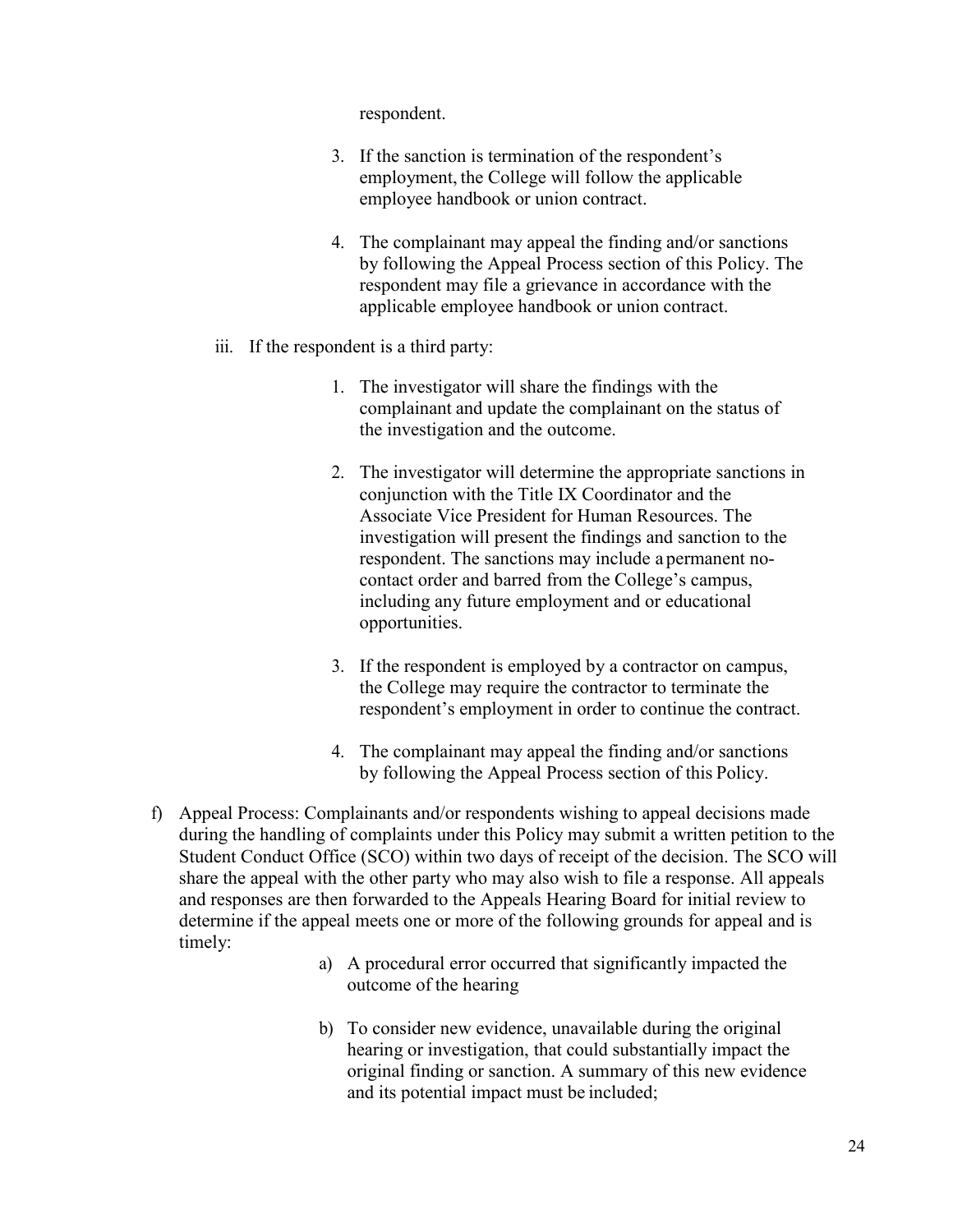respondent.

3. If the sanction is termination of the respondent's employment, the College will follow the applicable employee handbook or union contract.

4. The complainant may appeal the finding and/or sanctions by following the Appeal Process section of this Policy. The respondent may file a grievance in accordance with the applicable employee handbook or union contract.

iii. If the respondent is a third party:

1. The investigator will share the findings with the complainant and update the complainant on the status of the investigation and the outcome.

2. The investigator will determine the appropriate sanctions in conjunction with the Title IX Coordinator and the Associate Vice President for Human Resources. The investigation will present the findings and sanction to the respondent. The sanctions may include a permanent no-contact order and barred from the College's campus, including any future employment and or educational opportunities.

3. If the respondent is employed by a contractor on campus, the College may require the contractor to terminate the respondent's employment in order to continue the contract.

4. The complainant may appeal the finding and/or sanctions by following the Appeal Process section of this Policy.

f) Appeal Process: Complainants and/or respondents wishing to appeal decisions made during the handling of complaints under this Policy may submit a written petition to the Student Conduct Office (SCO) within two days of receipt of the decision. The SCO will share the appeal with the other party who may also wish to file a response. All appeals and responses are then forwarded to the Appeals Hearing Board for initial review to determine if the appeal meets one or more of the following grounds for appeal and is timely:

   a) A procedural error occurred that significantly impacted the outcome of the hearing

   b) To consider new evidence, unavailable during the original hearing or investigation, that could substantially impact the original finding or sanction. A summary of this new evidence and its potential impact must be included;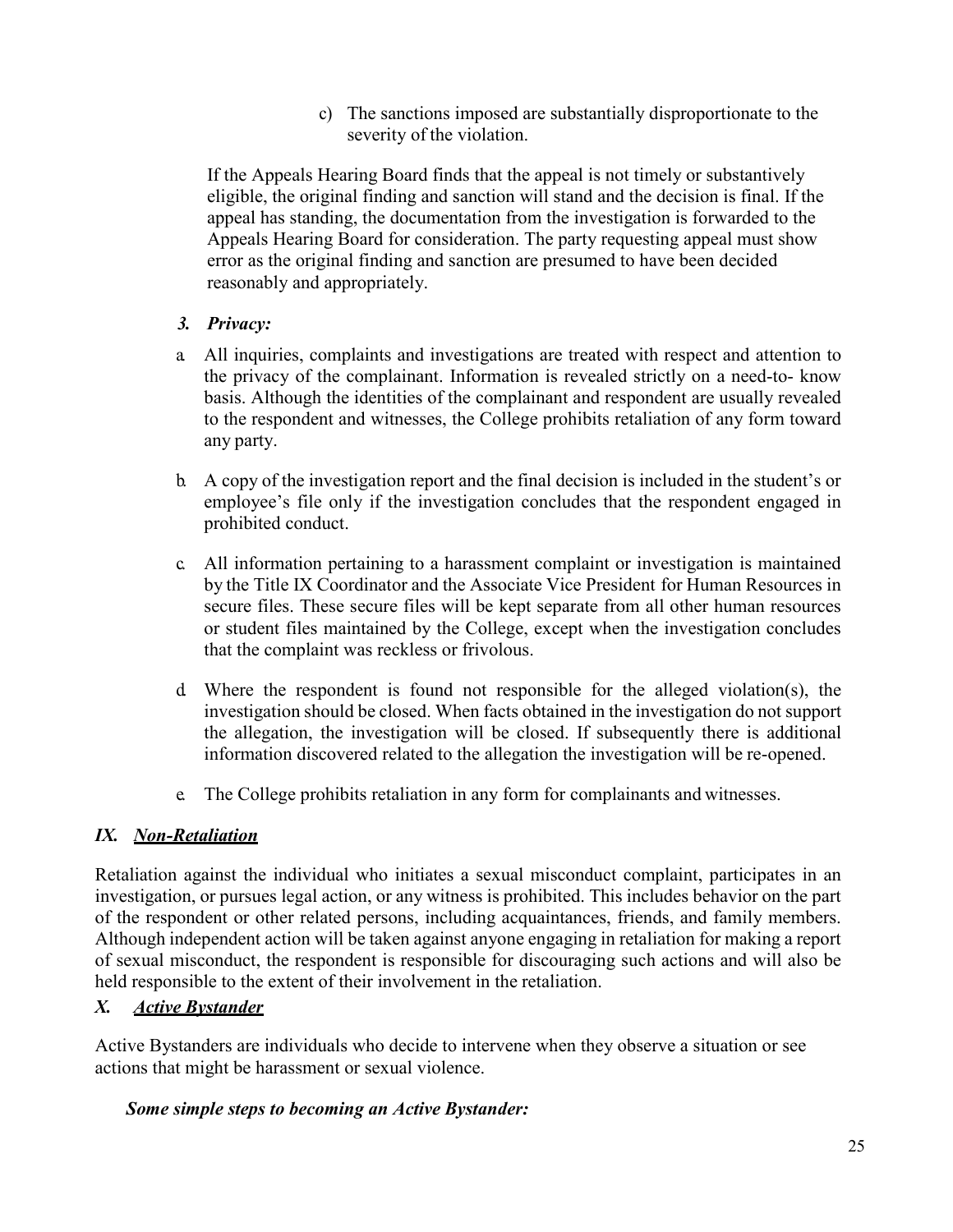c) The sanctions imposed are substantially disproportionate to the severity of the violation.

If the Appeals Hearing Board finds that the appeal is not timely or substantively eligible, the original finding and sanction will stand and the decision is final. If the appeal has standing, the documentation from the investigation is forwarded to the Appeals Hearing Board for consideration. The party requesting appeal must show error as the original finding and sanction are presumed to have been decided reasonably and appropriately.

***3. Privacy:***

a. All inquiries, complaints and investigations are treated with respect and attention to the privacy of the complainant. Information is revealed strictly on a need-to- know basis. Although the identities of the complainant and respondent are usually revealed to the respondent and witnesses, the College prohibits retaliation of any form toward any party.

b. A copy of the investigation report and the final decision is included in the student's or employee's file only if the investigation concludes that the respondent engaged in prohibited conduct.

c. All information pertaining to a harassment complaint or investigation is maintained by the Title IX Coordinator and the Associate Vice President for Human Resources in secure files. These secure files will be kept separate from all other human resources or student files maintained by the College, except when the investigation concludes that the complaint was reckless or frivolous.

d. Where the respondent is found not responsible for the alleged violation(s), the investigation should be closed. When facts obtained in the investigation do not support the allegation, the investigation will be closed. If subsequently there is additional information discovered related to the allegation the investigation will be re-opened.

e. The College prohibits retaliation in any form for complainants and witnesses.

## *IX. <u>Non-Retaliation</u>*

Retaliation against the individual who initiates a sexual misconduct complaint, participates in an investigation, or pursues legal action, or any witness is prohibited. This includes behavior on the part of the respondent or other related persons, including acquaintances, friends, and family members. Although independent action will be taken against anyone engaging in retaliation for making a report of sexual misconduct, the respondent is responsible for discouraging such actions and will also be held responsible to the extent of their involvement in the retaliation.

## *X. <u>Active Bystander</u>*

Active Bystanders are individuals who decide to intervene when they observe a situation or see actions that might be harassment or sexual violence.

***Some simple steps to becoming an Active Bystander:***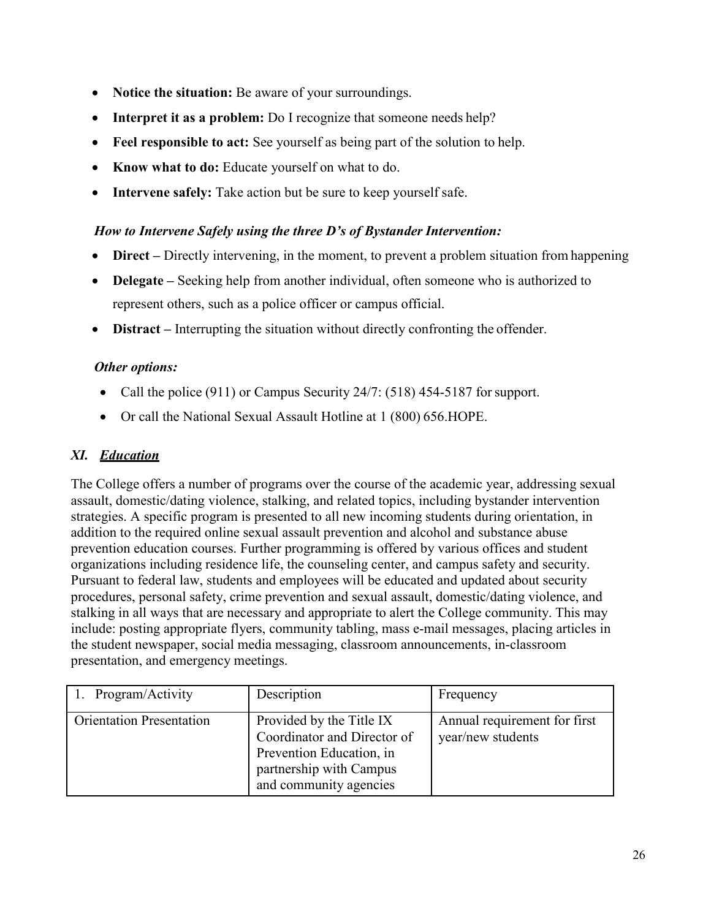- **Notice the situation:** Be aware of your surroundings.
- **Interpret it as a problem:** Do I recognize that someone needs help?
- **Feel responsible to act:** See yourself as being part of the solution to help.
- **Know what to do:** Educate yourself on what to do.
- **Intervene safely:** Take action but be sure to keep yourself safe.

***How to Intervene Safely using the three D's of Bystander Intervention:***

- **Direct –** Directly intervening, in the moment, to prevent a problem situation from happening
- **Delegate –** Seeking help from another individual, often someone who is authorized to represent others, such as a police officer or campus official.
- **Distract –** Interrupting the situation without directly confronting the offender.

***Other options:***

- Call the police (911) or Campus Security 24/7: (518) 454-5187 for support.
- Or call the National Sexual Assault Hotline at 1 (800) 656.HOPE.

## *XI. Education*

The College offers a number of programs over the course of the academic year, addressing sexual assault, domestic/dating violence, stalking, and related topics, including bystander intervention strategies. A specific program is presented to all new incoming students during orientation, in addition to the required online sexual assault prevention and alcohol and substance abuse prevention education courses. Further programming is offered by various offices and student organizations including residence life, the counseling center, and campus safety and security. Pursuant to federal law, students and employees will be educated and updated about security procedures, personal safety, crime prevention and sexual assault, domestic/dating violence, and stalking in all ways that are necessary and appropriate to alert the College community. This may include: posting appropriate flyers, community tabling, mass e-mail messages, placing articles in the student newspaper, social media messaging, classroom announcements, in-classroom presentation, and emergency meetings.

| 1. Program/Activity | Description | Frequency |
|---|---|---|
| Orientation Presentation | Provided by the Title IX Coordinator and Director of Prevention Education, in partnership with Campus and community agencies | Annual requirement for first year/new students |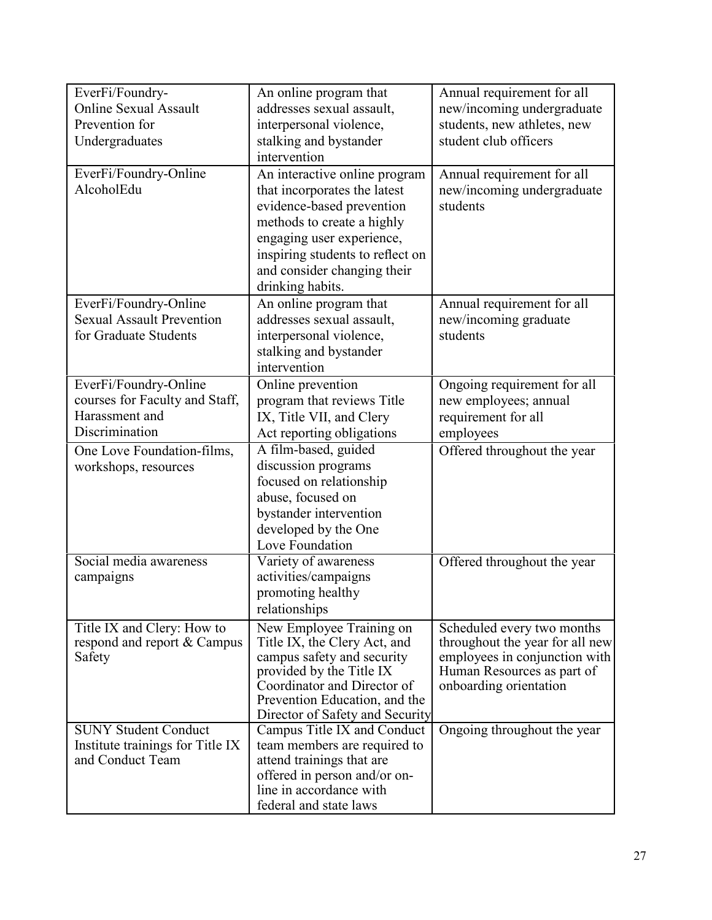| | | |
|---|---|---|
| EverFi/Foundry-Online Sexual Assault Prevention for Undergraduates | An online program that addresses sexual assault, interpersonal violence, stalking and bystander intervention | Annual requirement for all new/incoming undergraduate students, new athletes, new student club officers |
| EverFi/Foundry-Online AlcoholEdu | An interactive online program that incorporates the latest evidence-based prevention methods to create a highly engaging user experience, inspiring students to reflect on and consider changing their drinking habits. | Annual requirement for all new/incoming undergraduate students |
| EverFi/Foundry-Online Sexual Assault Prevention for Graduate Students | An online program that addresses sexual assault, interpersonal violence, stalking and bystander intervention | Annual requirement for all new/incoming graduate students |
| EverFi/Foundry-Online courses for Faculty and Staff, Harassment and Discrimination | Online prevention program that reviews Title IX, Title VII, and Clery Act reporting obligations | Ongoing requirement for all new employees; annual requirement for all employees |
| One Love Foundation-films, workshops, resources | A film-based, guided discussion programs focused on relationship abuse, focused on bystander intervention developed by the One Love Foundation | Offered throughout the year |
| Social media awareness campaigns | Variety of awareness activities/campaigns promoting healthy relationships | Offered throughout the year |
| Title IX and Clery: How to respond and report & Campus Safety | New Employee Training on Title IX, the Clery Act, and campus safety and security provided by the Title IX Coordinator and Director of Prevention Education, and the Director of Safety and Security | Scheduled every two months throughout the year for all new employees in conjunction with Human Resources as part of onboarding orientation |
| SUNY Student Conduct Institute trainings for Title IX and Conduct Team | Campus Title IX and Conduct team members are required to attend trainings that are offered in person and/or on-line in accordance with federal and state laws | Ongoing throughout the year |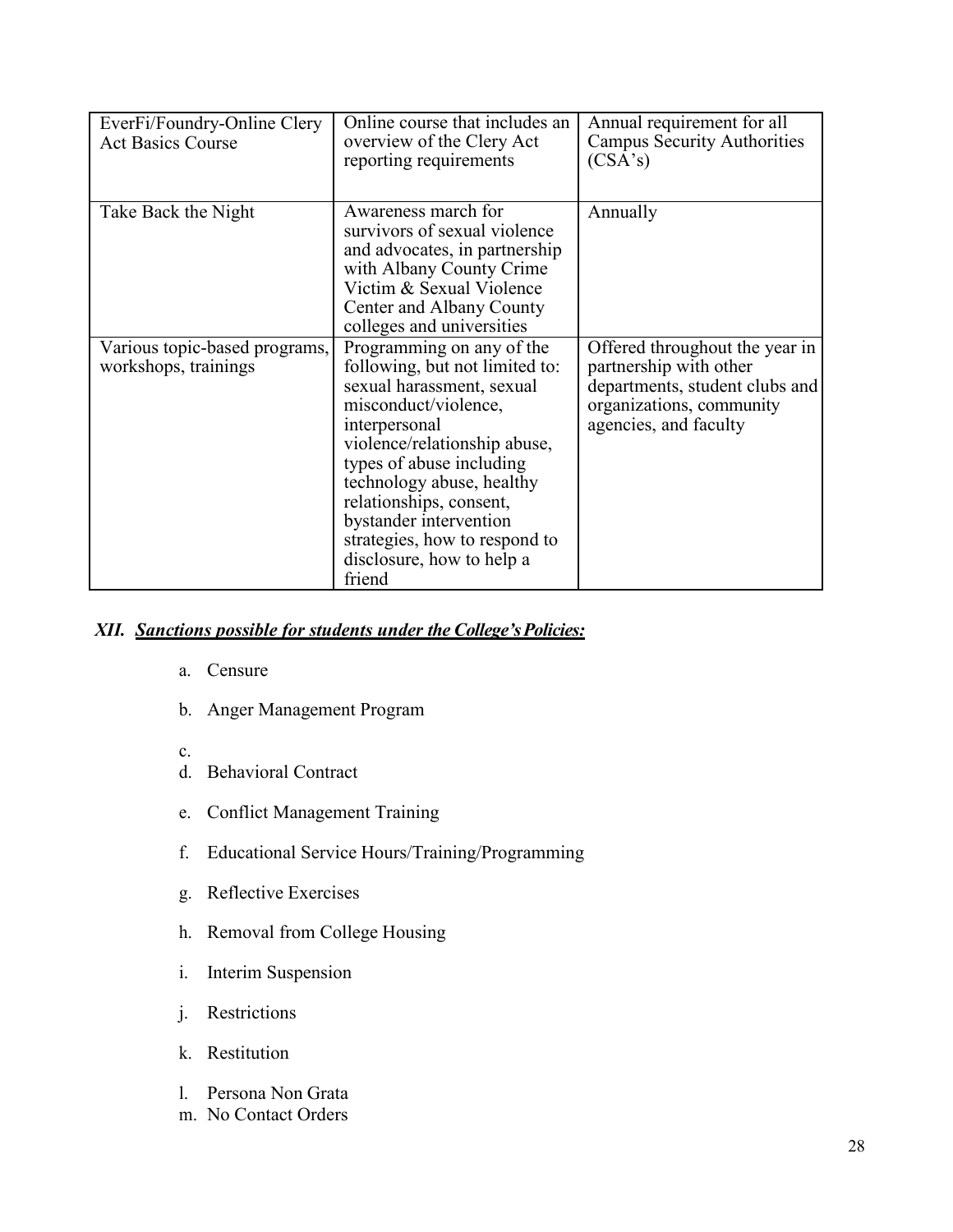| EverFi/Foundry-Online Clery Act Basics Course | Online course that includes an overview of the Clery Act reporting requirements | Annual requirement for all Campus Security Authorities (CSA's) |
|---|---|---|
| Take Back the Night | Awareness march for survivors of sexual violence and advocates, in partnership with Albany County Crime Victim & Sexual Violence Center and Albany County colleges and universities | Annually |
| Various topic-based programs, workshops, trainings | Programming on any of the following, but not limited to: sexual harassment, sexual misconduct/violence, interpersonal violence/relationship abuse, types of abuse including technology abuse, healthy relationships, consent, bystander intervention strategies, how to respond to disclosure, how to help a friend | Offered throughout the year in partnership with other departments, student clubs and organizations, community agencies, and faculty |

## *XII. <u>Sanctions possible for students under the College's Policies:</u>*

a. Censure

b. Anger Management Program

c.

d. Behavioral Contract

e. Conflict Management Training

f. Educational Service Hours/Training/Programming

g. Reflective Exercises

h. Removal from College Housing

i. Interim Suspension

j. Restrictions

k. Restitution

l. Persona Non Grata

m. No Contact Orders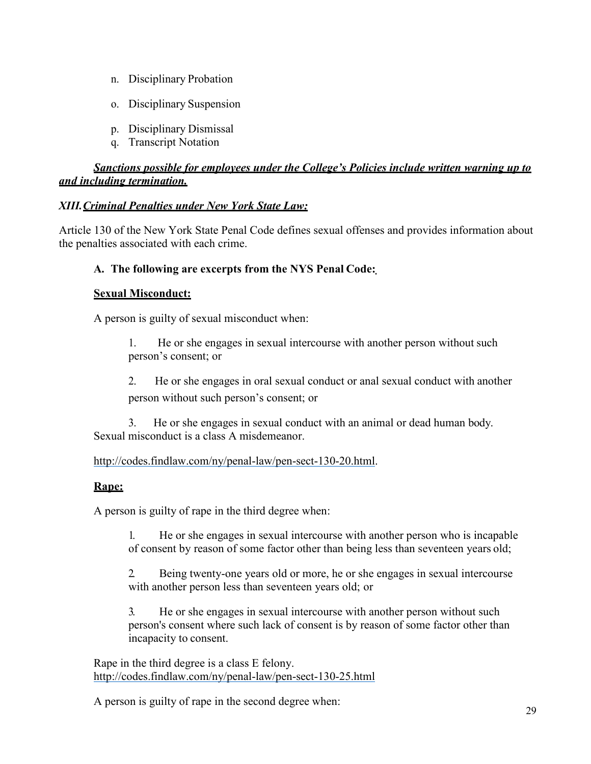n. Disciplinary Probation

o. Disciplinary Suspension

p. Disciplinary Dismissal

q. Transcript Notation

***<u>Sanctions possible for employees under the College's Policies include written warning up to and including termination.</u>***

### XIII. *<u>Criminal Penalties under New York State Law:</u>*

Article 130 of the New York State Penal Code defines sexual offenses and provides information about the penalties associated with each crime.

**A. The following are excerpts from the NYS Penal Code:**

**<u>Sexual Misconduct:</u>**

A person is guilty of sexual misconduct when:

1. He or she engages in sexual intercourse with another person without such person's consent; or

2. He or she engages in oral sexual conduct or anal sexual conduct with another person without such person's consent; or

3. He or she engages in sexual conduct with an animal or dead human body.

Sexual misconduct is a class A misdemeanor.

http://codes.findlaw.com/ny/penal-law/pen-sect-130-20.html.

**<u>Rape:</u>**

A person is guilty of rape in the third degree when:

1. He or she engages in sexual intercourse with another person who is incapable of consent by reason of some factor other than being less than seventeen years old;

2. Being twenty-one years old or more, he or she engages in sexual intercourse with another person less than seventeen years old; or

3. He or she engages in sexual intercourse with another person without such person's consent where such lack of consent is by reason of some factor other than incapacity to consent.

Rape in the third degree is a class E felony.
http://codes.findlaw.com/ny/penal-law/pen-sect-130-25.html

A person is guilty of rape in the second degree when: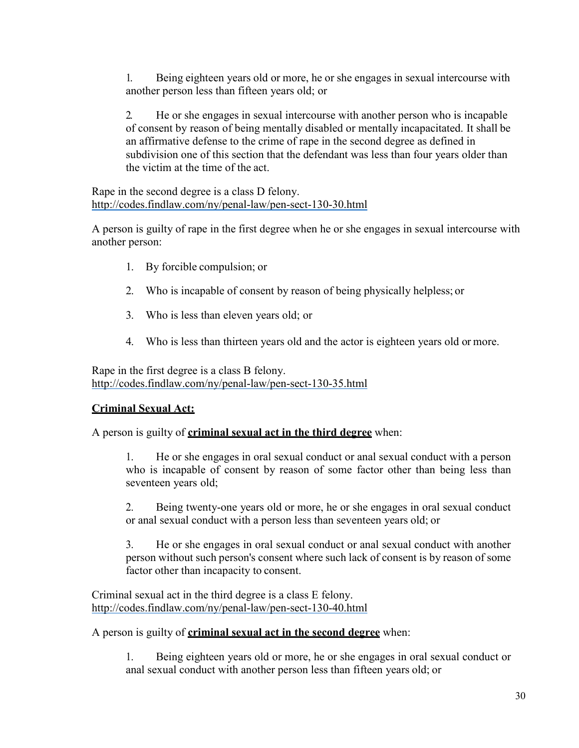1. Being eighteen years old or more, he or she engages in sexual intercourse with another person less than fifteen years old; or

2. He or she engages in sexual intercourse with another person who is incapable of consent by reason of being mentally disabled or mentally incapacitated. It shall be an affirmative defense to the crime of rape in the second degree as defined in subdivision one of this section that the defendant was less than four years older than the victim at the time of the act.

Rape in the second degree is a class D felony.
http://codes.findlaw.com/ny/penal-law/pen-sect-130-30.html

A person is guilty of rape in the first degree when he or she engages in sexual intercourse with another person:

1. By forcible compulsion; or
2. Who is incapable of consent by reason of being physically helpless; or
3. Who is less than eleven years old; or
4. Who is less than thirteen years old and the actor is eighteen years old or more.

Rape in the first degree is a class B felony.
http://codes.findlaw.com/ny/penal-law/pen-sect-130-35.html

**Criminal Sexual Act:**

A person is guilty of **criminal sexual act in the third degree** when:

1. He or she engages in oral sexual conduct or anal sexual conduct with a person who is incapable of consent by reason of some factor other than being less than seventeen years old;

2. Being twenty-one years old or more, he or she engages in oral sexual conduct or anal sexual conduct with a person less than seventeen years old; or

3. He or she engages in oral sexual conduct or anal sexual conduct with another person without such person's consent where such lack of consent is by reason of some factor other than incapacity to consent.

Criminal sexual act in the third degree is a class E felony.
http://codes.findlaw.com/ny/penal-law/pen-sect-130-40.html

A person is guilty of **criminal sexual act in the second degree** when:

1. Being eighteen years old or more, he or she engages in oral sexual conduct or anal sexual conduct with another person less than fifteen years old; or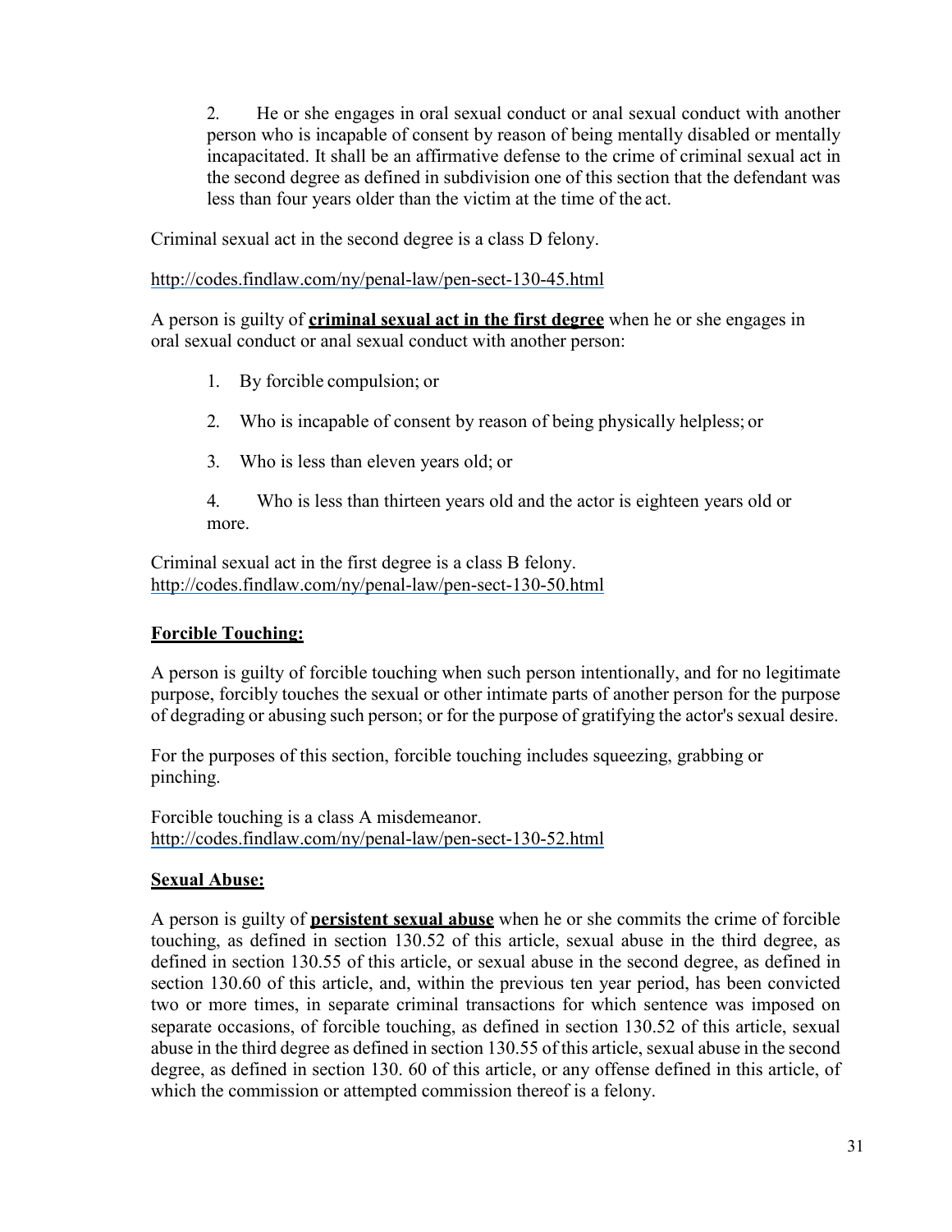2. He or she engages in oral sexual conduct or anal sexual conduct with another person who is incapable of consent by reason of being mentally disabled or mentally incapacitated. It shall be an affirmative defense to the crime of criminal sexual act in the second degree as defined in subdivision one of this section that the defendant was less than four years older than the victim at the time of the act.

Criminal sexual act in the second degree is a class D felony.

http://codes.findlaw.com/ny/penal-law/pen-sect-130-45.html

A person is guilty of **criminal sexual act in the first degree** when he or she engages in oral sexual conduct or anal sexual conduct with another person:

1. By forcible compulsion; or

2. Who is incapable of consent by reason of being physically helpless; or

3. Who is less than eleven years old; or

4. Who is less than thirteen years old and the actor is eighteen years old or more.

Criminal sexual act in the first degree is a class B felony.
http://codes.findlaw.com/ny/penal-law/pen-sect-130-50.html

## Forcible Touching:

A person is guilty of forcible touching when such person intentionally, and for no legitimate purpose, forcibly touches the sexual or other intimate parts of another person for the purpose of degrading or abusing such person; or for the purpose of gratifying the actor's sexual desire.

For the purposes of this section, forcible touching includes squeezing, grabbing or pinching.

Forcible touching is a class A misdemeanor.
http://codes.findlaw.com/ny/penal-law/pen-sect-130-52.html

## Sexual Abuse:

A person is guilty of **persistent sexual abuse** when he or she commits the crime of forcible touching, as defined in section 130.52 of this article, sexual abuse in the third degree, as defined in section 130.55 of this article, or sexual abuse in the second degree, as defined in section 130.60 of this article, and, within the previous ten year period, has been convicted two or more times, in separate criminal transactions for which sentence was imposed on separate occasions, of forcible touching, as defined in section 130.52 of this article, sexual abuse in the third degree as defined in section 130.55 of this article, sexual abuse in the second degree, as defined in section 130. 60 of this article, or any offense defined in this article, of which the commission or attempted commission thereof is a felony.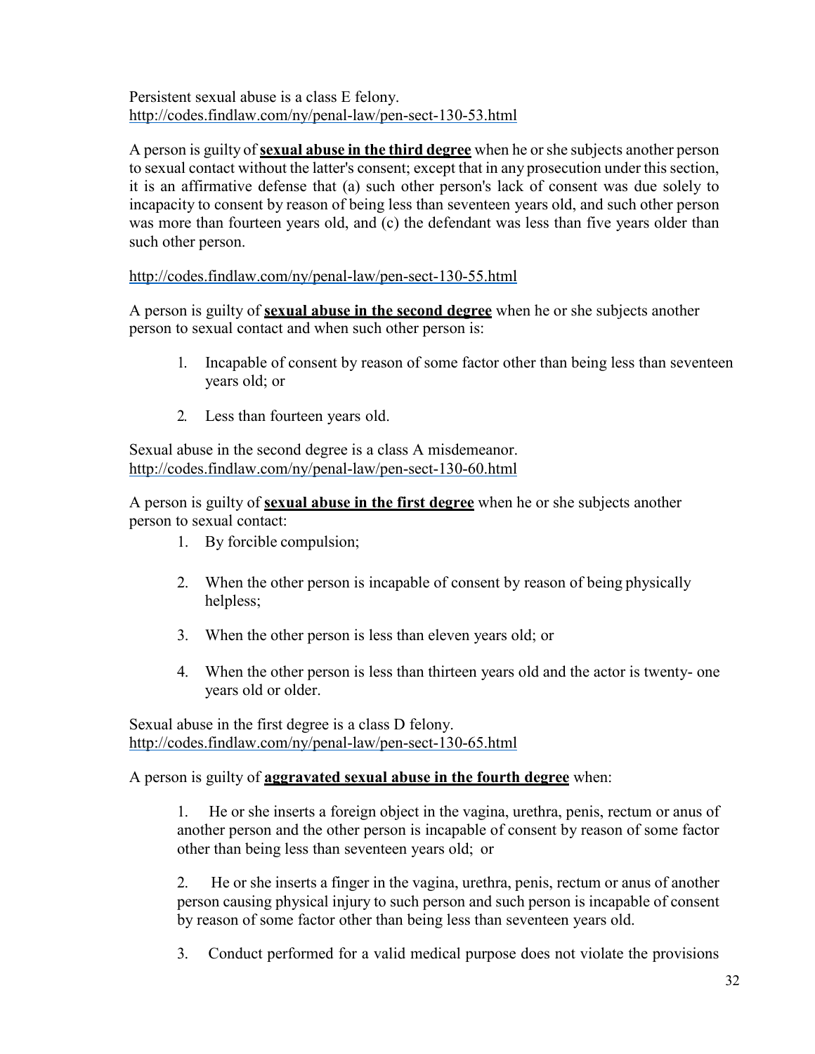Persistent sexual abuse is a class E felony.
http://codes.findlaw.com/ny/penal-law/pen-sect-130-53.html

A person is guilty of **sexual abuse in the third degree** when he or she subjects another person to sexual contact without the latter's consent; except that in any prosecution under this section, it is an affirmative defense that (a) such other person's lack of consent was due solely to incapacity to consent by reason of being less than seventeen years old, and such other person was more than fourteen years old, and (c) the defendant was less than five years older than such other person.

http://codes.findlaw.com/ny/penal-law/pen-sect-130-55.html

A person is guilty of **sexual abuse in the second degree** when he or she subjects another person to sexual contact and when such other person is:

1. Incapable of consent by reason of some factor other than being less than seventeen years old; or

2. Less than fourteen years old.

Sexual abuse in the second degree is a class A misdemeanor.
http://codes.findlaw.com/ny/penal-law/pen-sect-130-60.html

A person is guilty of **sexual abuse in the first degree** when he or she subjects another person to sexual contact:

1. By forcible compulsion;

2. When the other person is incapable of consent by reason of being physically helpless;

3. When the other person is less than eleven years old; or

4. When the other person is less than thirteen years old and the actor is twenty- one years old or older.

Sexual abuse in the first degree is a class D felony.
http://codes.findlaw.com/ny/penal-law/pen-sect-130-65.html

A person is guilty of **aggravated sexual abuse in the fourth degree** when:

1. He or she inserts a foreign object in the vagina, urethra, penis, rectum or anus of another person and the other person is incapable of consent by reason of some factor other than being less than seventeen years old; or

2. He or she inserts a finger in the vagina, urethra, penis, rectum or anus of another person causing physical injury to such person and such person is incapable of consent by reason of some factor other than being less than seventeen years old.

3. Conduct performed for a valid medical purpose does not violate the provisions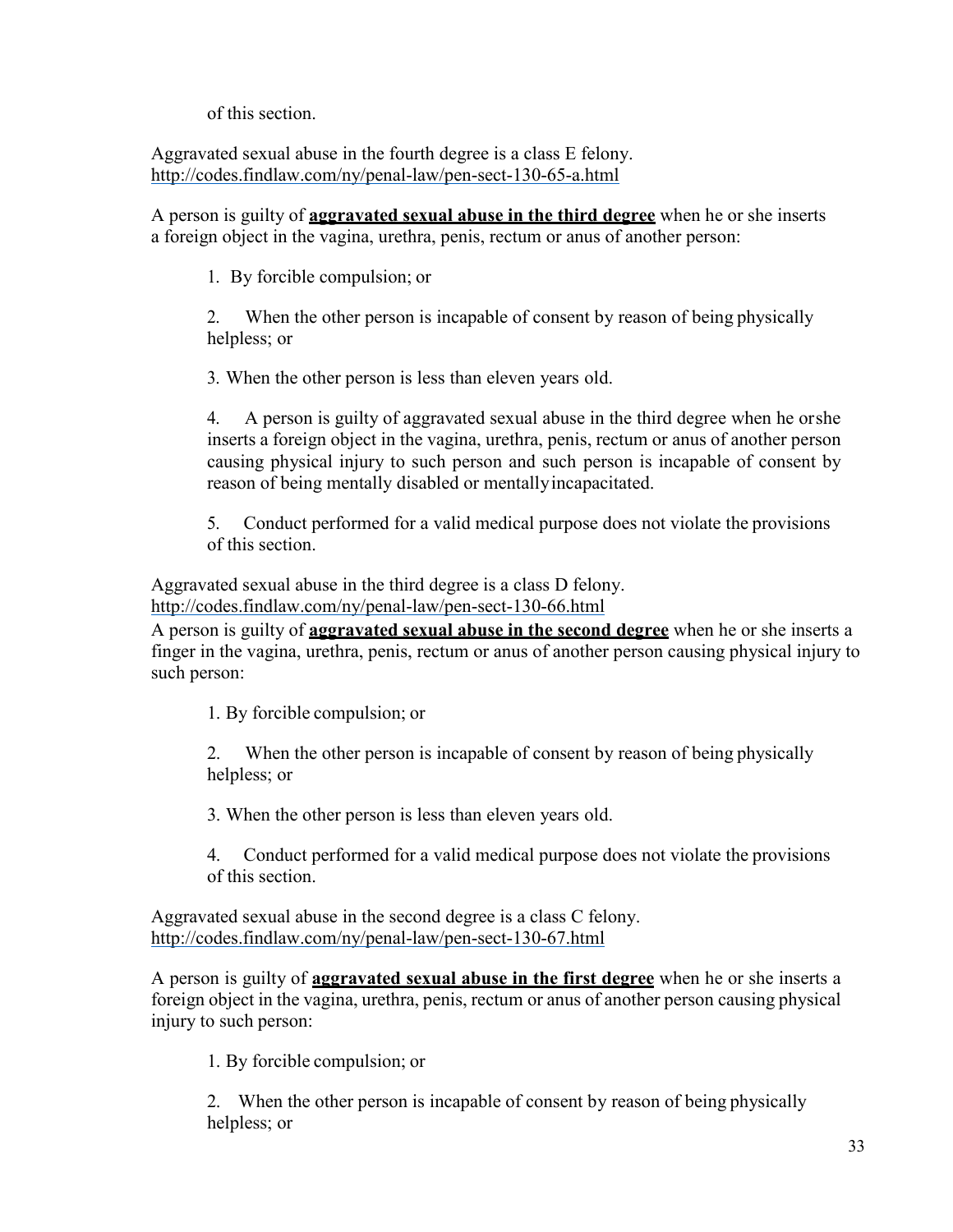of this section.

Aggravated sexual abuse in the fourth degree is a class E felony.
http://codes.findlaw.com/ny/penal-law/pen-sect-130-65-a.html

A person is guilty of **aggravated sexual abuse in the third degree** when he or she inserts a foreign object in the vagina, urethra, penis, rectum or anus of another person:

1. By forcible compulsion; or

2. When the other person is incapable of consent by reason of being physically helpless; or

3. When the other person is less than eleven years old.

4. A person is guilty of aggravated sexual abuse in the third degree when he or she inserts a foreign object in the vagina, urethra, penis, rectum or anus of another person causing physical injury to such person and such person is incapable of consent by reason of being mentally disabled or mentally incapacitated.

5. Conduct performed for a valid medical purpose does not violate the provisions of this section.

Aggravated sexual abuse in the third degree is a class D felony.
http://codes.findlaw.com/ny/penal-law/pen-sect-130-66.html

A person is guilty of **aggravated sexual abuse in the second degree** when he or she inserts a finger in the vagina, urethra, penis, rectum or anus of another person causing physical injury to such person:

1. By forcible compulsion; or

2. When the other person is incapable of consent by reason of being physically helpless; or

3. When the other person is less than eleven years old.

4. Conduct performed for a valid medical purpose does not violate the provisions of this section.

Aggravated sexual abuse in the second degree is a class C felony.
http://codes.findlaw.com/ny/penal-law/pen-sect-130-67.html

A person is guilty of **aggravated sexual abuse in the first degree** when he or she inserts a foreign object in the vagina, urethra, penis, rectum or anus of another person causing physical injury to such person:

1. By forcible compulsion; or

2. When the other person is incapable of consent by reason of being physically helpless; or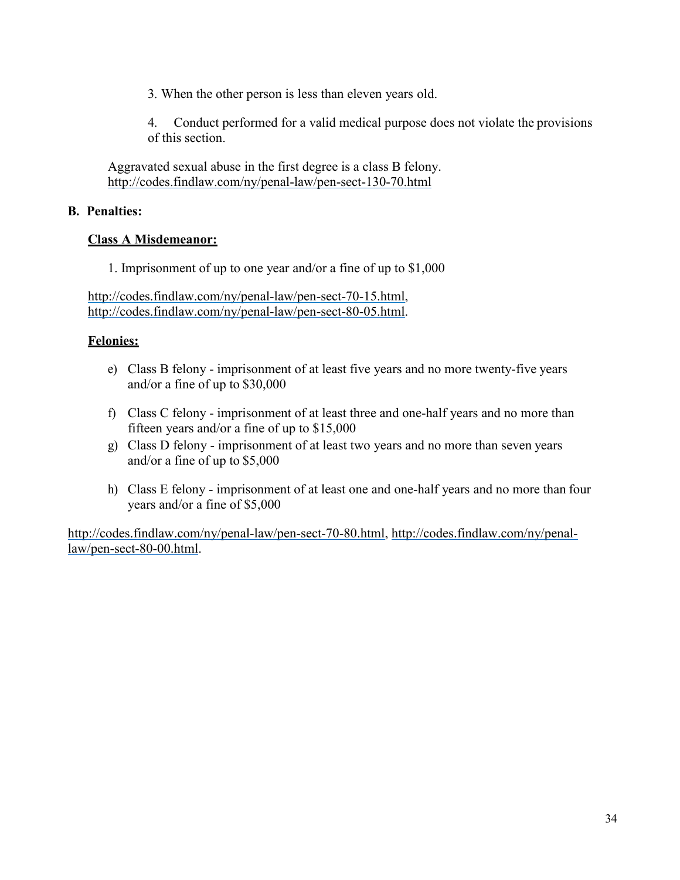3. When the other person is less than eleven years old.

4. Conduct performed for a valid medical purpose does not violate the provisions of this section.

Aggravated sexual abuse in the first degree is a class B felony.
http://codes.findlaw.com/ny/penal-law/pen-sect-130-70.html

**B. Penalties:**

**<u>Class A Misdemeanor:</u>**

1. Imprisonment of up to one year and/or a fine of up to $1,000

http://codes.findlaw.com/ny/penal-law/pen-sect-70-15.html,
http://codes.findlaw.com/ny/penal-law/pen-sect-80-05.html.

**<u>Felonies:</u>**

e) Class B felony - imprisonment of at least five years and no more twenty-five years and/or a fine of up to $30,000

f) Class C felony - imprisonment of at least three and one-half years and no more than fifteen years and/or a fine of up to $15,000

g) Class D felony - imprisonment of at least two years and no more than seven years and/or a fine of up to $5,000

h) Class E felony - imprisonment of at least one and one-half years and no more than four years and/or a fine of $5,000

http://codes.findlaw.com/ny/penal-law/pen-sect-70-80.html, http://codes.findlaw.com/ny/penal-law/pen-sect-80-00.html.